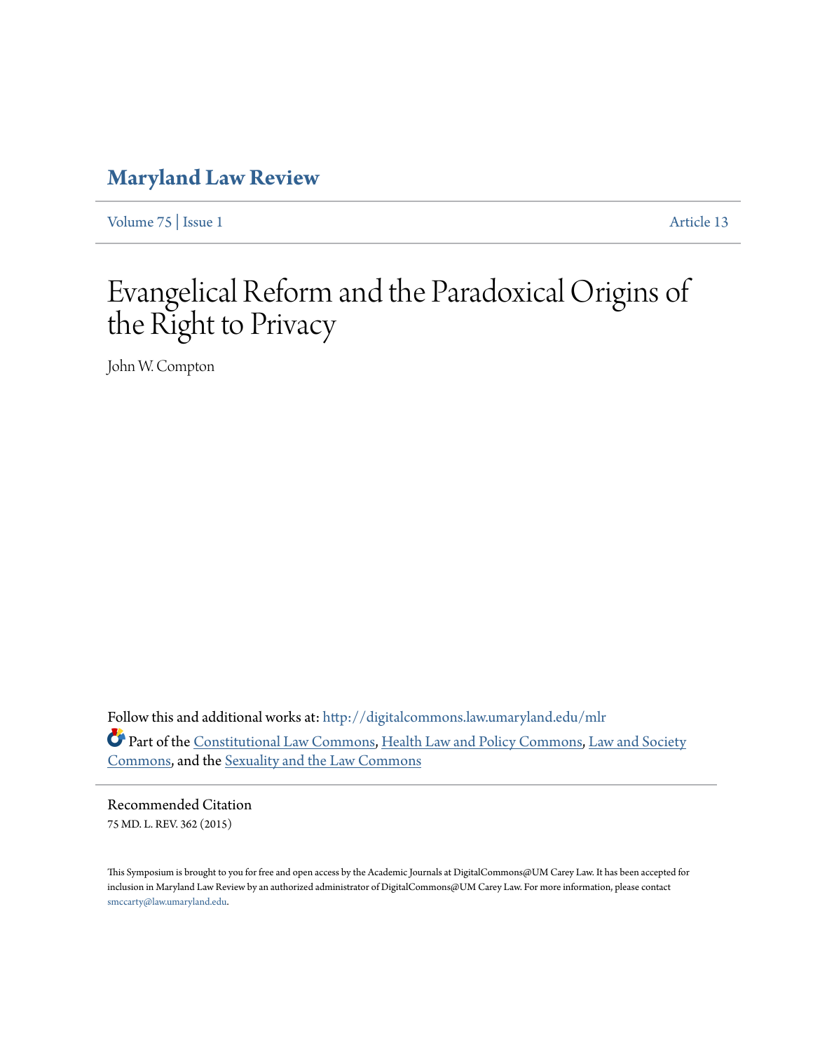# Maryland Law Review

Volume 75 | Issue 1 Article 13

# Evangelical Reform and the Paradoxical Origins of the Right to Privacy

John W. Compton

Follow this and additional works at: http://digitalcommons.law.umaryland.edu/mlr

Part of the Constitutional Law Commons, Health Law and Policy Commons, Law and Society Commons, and the Sexuality and the Law Commons

Recommended Citation

75 MD. L. REV. 362 (2015)

This Symposium is brought to you for free and open access by the Academic Journals at DigitalCommons@UM Carey Law. It has been accepted for inclusion in Maryland Law Review by an authorized administrator of DigitalCommons@UM Carey Law. For more information, please contact smccarty@law.umaryland.edu.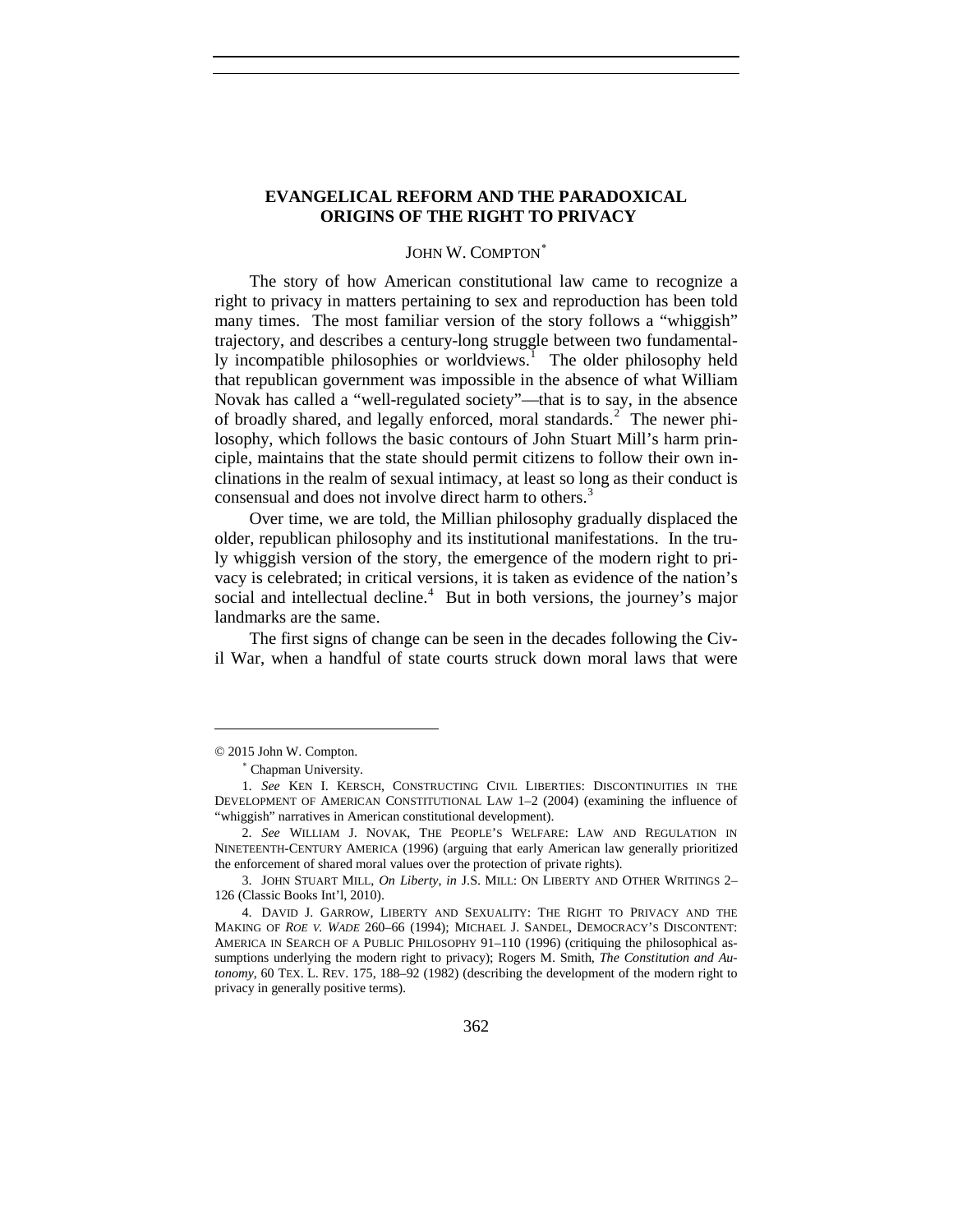# EVANGELICAL REFORM AND THE PARADOXICAL ORIGINS OF THE RIGHT TO PRIVACY

JOHN W. COMPTON*

The story of how American constitutional law came to recognize a right to privacy in matters pertaining to sex and reproduction has been told many times. The most familiar version of the story follows a "whiggish" trajectory, and describes a century-long struggle between two fundamentally incompatible philosophies or worldviews.[1] The older philosophy held that republican government was impossible in the absence of what William Novak has called a "well-regulated society"—that is to say, in the absence of broadly shared, and legally enforced, moral standards.[2] The newer philosophy, which follows the basic contours of John Stuart Mill's harm principle, maintains that the state should permit citizens to follow their own inclinations in the realm of sexual intimacy, at least so long as their conduct is consensual and does not involve direct harm to others.[3]

Over time, we are told, the Millian philosophy gradually displaced the older, republican philosophy and its institutional manifestations. In the truly whiggish version of the story, the emergence of the modern right to privacy is celebrated; in critical versions, it is taken as evidence of the nation's social and intellectual decline.[4] But in both versions, the journey's major landmarks are the same.

The first signs of change can be seen in the decades following the Civil War, when a handful of state courts struck down moral laws that were

---

© 2015 John W. Compton.

\* Chapman University.

1. *See* KEN I. KERSCH, CONSTRUCTING CIVIL LIBERTIES: DISCONTINUITIES IN THE DEVELOPMENT OF AMERICAN CONSTITUTIONAL LAW 1–2 (2004) (examining the influence of "whiggish" narratives in American constitutional development).

2. *See* WILLIAM J. NOVAK, THE PEOPLE'S WELFARE: LAW AND REGULATION IN NINETEENTH-CENTURY AMERICA (1996) (arguing that early American law generally prioritized the enforcement of shared moral values over the protection of private rights).

3. JOHN STUART MILL, *On Liberty*, *in* J.S. MILL: ON LIBERTY AND OTHER WRITINGS 2–126 (Classic Books Int'l, 2010).

4. DAVID J. GARROW, LIBERTY AND SEXUALITY: THE RIGHT TO PRIVACY AND THE MAKING OF *ROE V. WADE* 260–66 (1994); MICHAEL J. SANDEL, DEMOCRACY'S DISCONTENT: AMERICA IN SEARCH OF A PUBLIC PHILOSOPHY 91–110 (1996) (critiquing the philosophical assumptions underlying the modern right to privacy); Rogers M. Smith, *The Constitution and Autonomy*, 60 TEX. L. REV. 175, 188–92 (1982) (describing the development of the modern right to privacy in generally positive terms).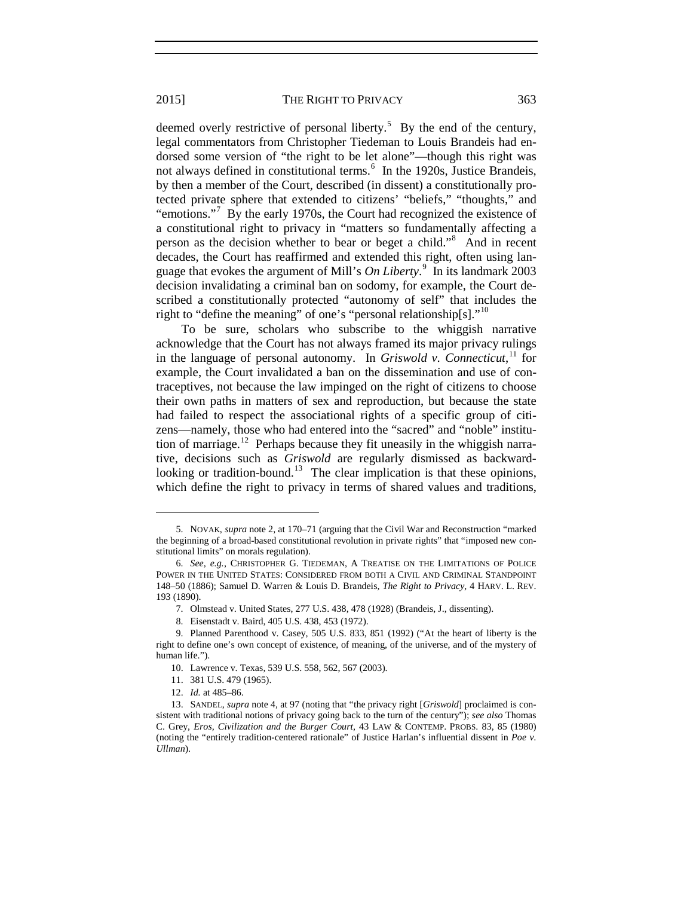deemed overly restrictive of personal liberty.[5] By the end of the century, legal commentators from Christopher Tiedeman to Louis Brandeis had endorsed some version of "the right to be let alone"—though this right was not always defined in constitutional terms.[6] In the 1920s, Justice Brandeis, by then a member of the Court, described (in dissent) a constitutionally protected private sphere that extended to citizens' "beliefs," "thoughts," and "emotions."[7] By the early 1970s, the Court had recognized the existence of a constitutional right to privacy in "matters so fundamentally affecting a person as the decision whether to bear or beget a child."[8] And in recent decades, the Court has reaffirmed and extended this right, often using language that evokes the argument of Mill's *On Liberty*.[9] In its landmark 2003 decision invalidating a criminal ban on sodomy, for example, the Court described a constitutionally protected "autonomy of self" that includes the right to "define the meaning" of one's "personal relationship[s]."[10]

To be sure, scholars who subscribe to the whiggish narrative acknowledge that the Court has not always framed its major privacy rulings in the language of personal autonomy. In *Griswold v. Connecticut*,[11] for example, the Court invalidated a ban on the dissemination and use of contraceptives, not because the law impinged on the right of citizens to choose their own paths in matters of sex and reproduction, but because the state had failed to respect the associational rights of a specific group of citizens—namely, those who had entered into the "sacred" and "noble" institution of marriage.[12] Perhaps because they fit uneasily in the whiggish narrative, decisions such as *Griswold* are regularly dismissed as backward-looking or tradition-bound.[13] The clear implication is that these opinions, which define the right to privacy in terms of shared values and traditions,

---

5. NOVAK, *supra* note 2, at 170–71 (arguing that the Civil War and Reconstruction "marked the beginning of a broad-based constitutional revolution in private rights" that "imposed new constitutional limits" on morals regulation).

6. *See, e.g.*, CHRISTOPHER G. TIEDEMAN, A TREATISE ON THE LIMITATIONS OF POLICE POWER IN THE UNITED STATES: CONSIDERED FROM BOTH A CIVIL AND CRIMINAL STANDPOINT 148–50 (1886); Samuel D. Warren & Louis D. Brandeis, *The Right to Privacy*, 4 HARV. L. REV. 193 (1890).

7. Olmstead v. United States, 277 U.S. 438, 478 (1928) (Brandeis, J., dissenting).

8. Eisenstadt v. Baird, 405 U.S. 438, 453 (1972).

9. Planned Parenthood v. Casey, 505 U.S. 833, 851 (1992) ("At the heart of liberty is the right to define one's own concept of existence, of meaning, of the universe, and of the mystery of human life.").

10. Lawrence v. Texas, 539 U.S. 558, 562, 567 (2003).

11. 381 U.S. 479 (1965).

12. *Id.* at 485–86.

13. SANDEL, *supra* note 4, at 97 (noting that "the privacy right [*Griswold*] proclaimed is consistent with traditional notions of privacy going back to the turn of the century"); *see also* Thomas C. Grey, *Eros, Civilization and the Burger Court*, 43 LAW & CONTEMP. PROBS. 83, 85 (1980) (noting the "entirely tradition-centered rationale" of Justice Harlan's influential dissent in *Poe v. Ullman*).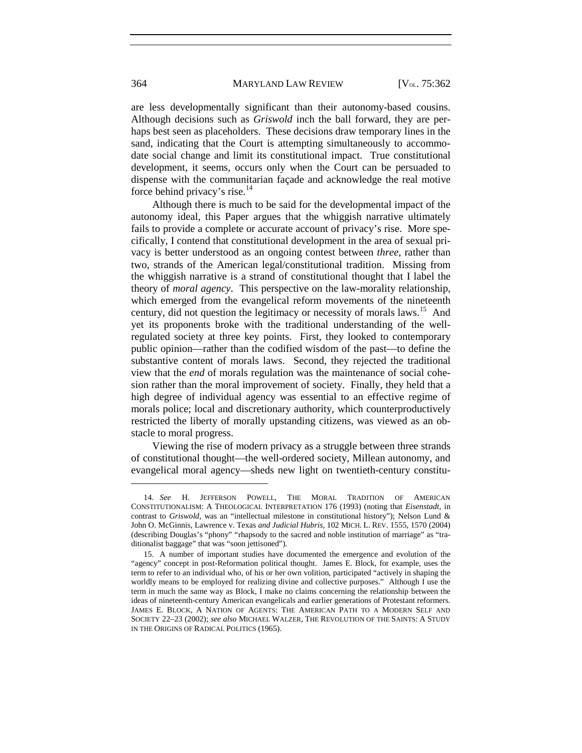are less developmentally significant than their autonomy-based cousins. Although decisions such as *Griswold* inch the ball forward, they are perhaps best seen as placeholders. These decisions draw temporary lines in the sand, indicating that the Court is attempting simultaneously to accommodate social change and limit its constitutional impact. True constitutional development, it seems, occurs only when the Court can be persuaded to dispense with the communitarian façade and acknowledge the real motive force behind privacy's rise.[14]

Although there is much to be said for the developmental impact of the autonomy ideal, this Paper argues that the whiggish narrative ultimately fails to provide a complete or accurate account of privacy's rise. More specifically, I contend that constitutional development in the area of sexual privacy is better understood as an ongoing contest between *three*, rather than two, strands of the American legal/constitutional tradition. Missing from the whiggish narrative is a strand of constitutional thought that I label the theory of *moral agency*. This perspective on the law-morality relationship, which emerged from the evangelical reform movements of the nineteenth century, did not question the legitimacy or necessity of morals laws.[15] And yet its proponents broke with the traditional understanding of the well-regulated society at three key points. First, they looked to contemporary public opinion—rather than the codified wisdom of the past—to define the substantive content of morals laws. Second, they rejected the traditional view that the *end* of morals regulation was the maintenance of social cohesion rather than the moral improvement of society. Finally, they held that a high degree of individual agency was essential to an effective regime of morals police; local and discretionary authority, which counterproductively restricted the liberty of morally upstanding citizens, was viewed as an obstacle to moral progress.

Viewing the rise of modern privacy as a struggle between three strands of constitutional thought—the well-ordered society, Millean autonomy, and evangelical moral agency—sheds new light on twentieth-century constitu-

---

14. *See* H. JEFFERSON POWELL, THE MORAL TRADITION OF AMERICAN CONSTITUTIONALISM: A THEOLOGICAL INTERPRETATION 176 (1993) (noting that *Eisenstadt*, in contrast to *Griswold*, was an "intellectual milestone in constitutional history"); Nelson Lund & John O. McGinnis, Lawrence v. Texas *and Judicial Hubris*, 102 MICH. L. REV. 1555, 1570 (2004) (describing Douglas's "phony" "rhapsody to the sacred and noble institution of marriage" as "traditionalist baggage" that was "soon jettisoned").

15. A number of important studies have documented the emergence and evolution of the "agency" concept in post-Reformation political thought. James E. Block, for example, uses the term to refer to an individual who, of his or her own volition, participated "actively in shaping the worldly means to be employed for realizing divine and collective purposes." Although I use the term in much the same way as Block, I make no claims concerning the relationship between the ideas of nineteenth-century American evangelicals and earlier generations of Protestant reformers. JAMES E. BLOCK, A NATION OF AGENTS: THE AMERICAN PATH TO A MODERN SELF AND SOCIETY 22–23 (2002); *see also* MICHAEL WALZER, THE REVOLUTION OF THE SAINTS: A STUDY IN THE ORIGINS OF RADICAL POLITICS (1965).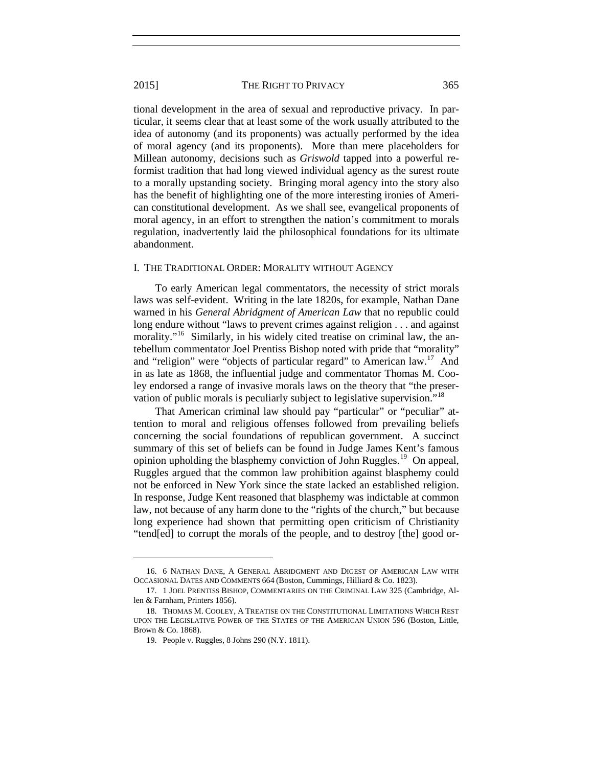tional development in the area of sexual and reproductive privacy. In particular, it seems clear that at least some of the work usually attributed to the idea of autonomy (and its proponents) was actually performed by the idea of moral agency (and its proponents). More than mere placeholders for Millean autonomy, decisions such as *Griswold* tapped into a powerful reformist tradition that had long viewed individual agency as the surest route to a morally upstanding society. Bringing moral agency into the story also has the benefit of highlighting one of the more interesting ironies of American constitutional development. As we shall see, evangelical proponents of moral agency, in an effort to strengthen the nation's commitment to morals regulation, inadvertently laid the philosophical foundations for its ultimate abandonment.

## I. THE TRADITIONAL ORDER: MORALITY WITHOUT AGENCY

To early American legal commentators, the necessity of strict morals laws was self-evident. Writing in the late 1820s, for example, Nathan Dane warned in his *General Abridgment of American Law* that no republic could long endure without "laws to prevent crimes against religion . . . and against morality."[16] Similarly, in his widely cited treatise on criminal law, the antebellum commentator Joel Prentiss Bishop noted with pride that "morality" and "religion" were "objects of particular regard" to American law.[17] And in as late as 1868, the influential judge and commentator Thomas M. Cooley endorsed a range of invasive morals laws on the theory that "the preservation of public morals is peculiarly subject to legislative supervision."[18]

That American criminal law should pay "particular" or "peculiar" attention to moral and religious offenses followed from prevailing beliefs concerning the social foundations of republican government. A succinct summary of this set of beliefs can be found in Judge James Kent's famous opinion upholding the blasphemy conviction of John Ruggles.[19] On appeal, Ruggles argued that the common law prohibition against blasphemy could not be enforced in New York since the state lacked an established religion. In response, Judge Kent reasoned that blasphemy was indictable at common law, not because of any harm done to the "rights of the church," but because long experience had shown that permitting open criticism of Christianity "tend[ed] to corrupt the morals of the people, and to destroy [the] good or-

---

16. 6 NATHAN DANE, A GENERAL ABRIDGMENT AND DIGEST OF AMERICAN LAW WITH OCCASIONAL DATES AND COMMENTS 664 (Boston, Cummings, Hilliard & Co. 1823).

17. 1 JOEL PRENTISS BISHOP, COMMENTARIES ON THE CRIMINAL LAW 325 (Cambridge, Allen & Farnham, Printers 1856).

18. THOMAS M. COOLEY, A TREATISE ON THE CONSTITUTIONAL LIMITATIONS WHICH REST UPON THE LEGISLATIVE POWER OF THE STATES OF THE AMERICAN UNION 596 (Boston, Little, Brown & Co. 1868).

19. People v. Ruggles, 8 Johns 290 (N.Y. 1811).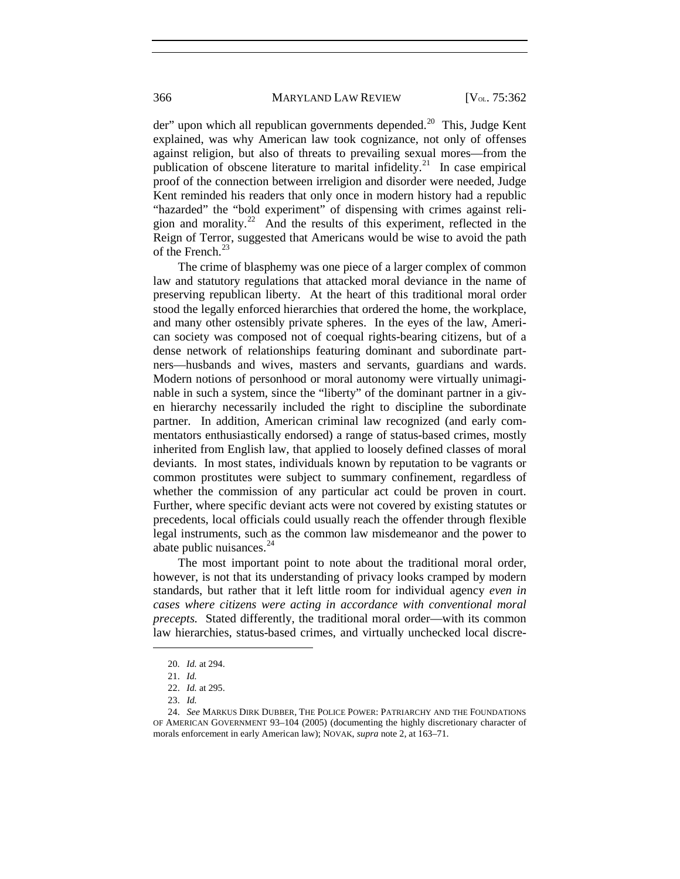der" upon which all republican governments depended.[20] This, Judge Kent explained, was why American law took cognizance, not only of offenses against religion, but also of threats to prevailing sexual mores—from the publication of obscene literature to marital infidelity.[21] In case empirical proof of the connection between irreligion and disorder were needed, Judge Kent reminded his readers that only once in modern history had a republic "hazarded" the "bold experiment" of dispensing with crimes against religion and morality.[22] And the results of this experiment, reflected in the Reign of Terror, suggested that Americans would be wise to avoid the path of the French.[23]

The crime of blasphemy was one piece of a larger complex of common law and statutory regulations that attacked moral deviance in the name of preserving republican liberty. At the heart of this traditional moral order stood the legally enforced hierarchies that ordered the home, the workplace, and many other ostensibly private spheres. In the eyes of the law, American society was composed not of coequal rights-bearing citizens, but of a dense network of relationships featuring dominant and subordinate partners—husbands and wives, masters and servants, guardians and wards. Modern notions of personhood or moral autonomy were virtually unimaginable in such a system, since the "liberty" of the dominant partner in a given hierarchy necessarily included the right to discipline the subordinate partner. In addition, American criminal law recognized (and early commentators enthusiastically endorsed) a range of status-based crimes, mostly inherited from English law, that applied to loosely defined classes of moral deviants. In most states, individuals known by reputation to be vagrants or common prostitutes were subject to summary confinement, regardless of whether the commission of any particular act could be proven in court. Further, where specific deviant acts were not covered by existing statutes or precedents, local officials could usually reach the offender through flexible legal instruments, such as the common law misdemeanor and the power to abate public nuisances.[24]

The most important point to note about the traditional moral order, however, is not that its understanding of privacy looks cramped by modern standards, but rather that it left little room for individual agency *even in cases where citizens were acting in accordance with conventional moral precepts.* Stated differently, the traditional moral order—with its common law hierarchies, status-based crimes, and virtually unchecked local discre-

---

20. *Id.* at 294.

21. *Id.*

22. *Id.* at 295.

23. *Id.*

24. *See* MARKUS DIRK DUBBER, THE POLICE POWER: PATRIARCHY AND THE FOUNDATIONS OF AMERICAN GOVERNMENT 93–104 (2005) (documenting the highly discretionary character of morals enforcement in early American law); NOVAK, *supra* note 2, at 163–71.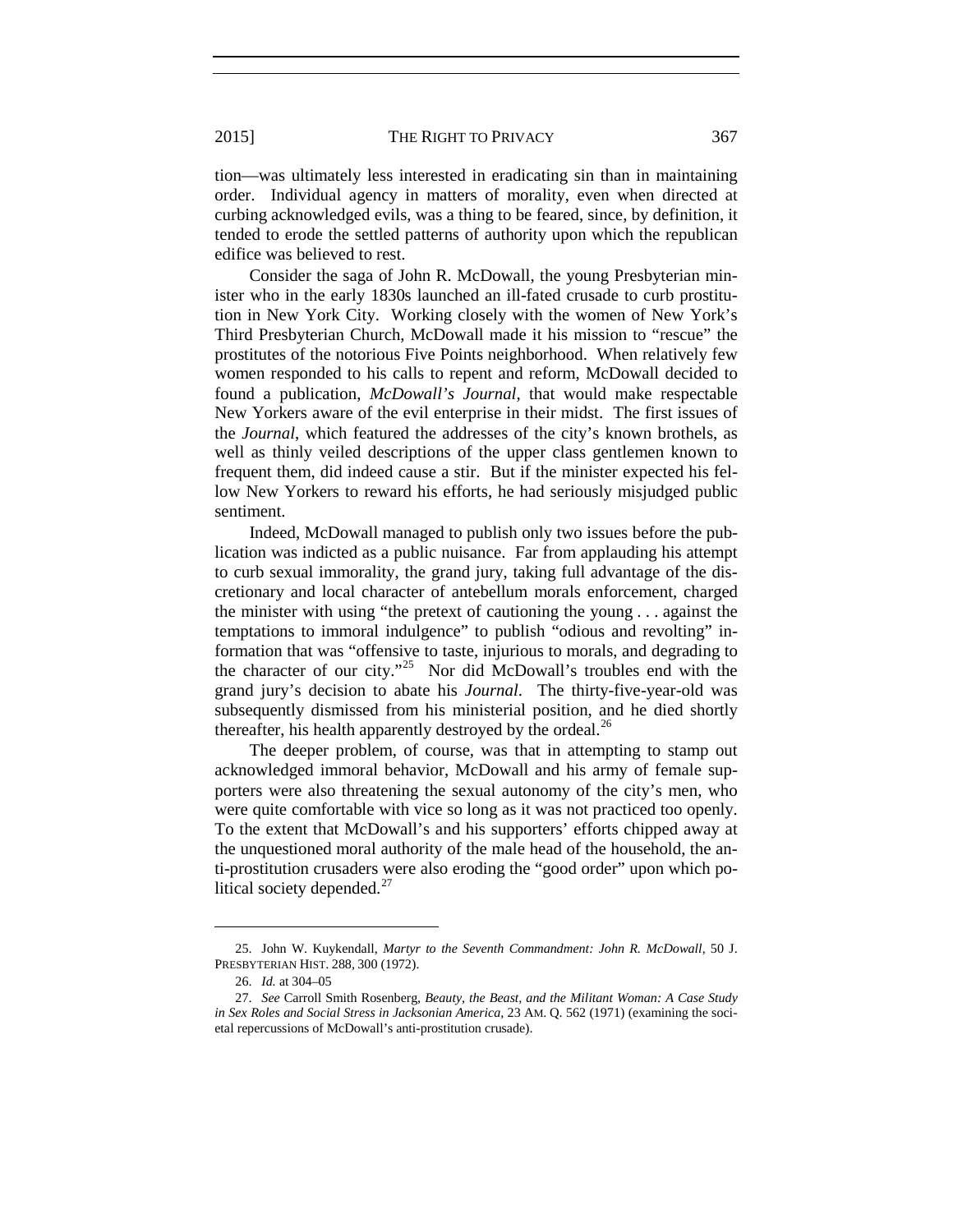tion—was ultimately less interested in eradicating sin than in maintaining order. Individual agency in matters of morality, even when directed at curbing acknowledged evils, was a thing to be feared, since, by definition, it tended to erode the settled patterns of authority upon which the republican edifice was believed to rest.

Consider the saga of John R. McDowall, the young Presbyterian minister who in the early 1830s launched an ill-fated crusade to curb prostitution in New York City. Working closely with the women of New York's Third Presbyterian Church, McDowall made it his mission to "rescue" the prostitutes of the notorious Five Points neighborhood. When relatively few women responded to his calls to repent and reform, McDowall decided to found a publication, *McDowall's Journal*, that would make respectable New Yorkers aware of the evil enterprise in their midst. The first issues of the *Journal*, which featured the addresses of the city's known brothels, as well as thinly veiled descriptions of the upper class gentlemen known to frequent them, did indeed cause a stir. But if the minister expected his fellow New Yorkers to reward his efforts, he had seriously misjudged public sentiment.

Indeed, McDowall managed to publish only two issues before the publication was indicted as a public nuisance. Far from applauding his attempt to curb sexual immorality, the grand jury, taking full advantage of the discretionary and local character of antebellum morals enforcement, charged the minister with using "the pretext of cautioning the young . . . against the temptations to immoral indulgence" to publish "odious and revolting" information that was "offensive to taste, injurious to morals, and degrading to the character of our city."[25] Nor did McDowall's troubles end with the grand jury's decision to abate his *Journal*. The thirty-five-year-old was subsequently dismissed from his ministerial position, and he died shortly thereafter, his health apparently destroyed by the ordeal.[26]

The deeper problem, of course, was that in attempting to stamp out acknowledged immoral behavior, McDowall and his army of female supporters were also threatening the sexual autonomy of the city's men, who were quite comfortable with vice so long as it was not practiced too openly. To the extent that McDowall's and his supporters' efforts chipped away at the unquestioned moral authority of the male head of the household, the anti-prostitution crusaders were also eroding the "good order" upon which political society depended.[27]

---

25. John W. Kuykendall, *Martyr to the Seventh Commandment: John R. McDowall*, 50 J. PRESBYTERIAN HIST. 288, 300 (1972).

26. *Id.* at 304–05

27. *See* Carroll Smith Rosenberg, *Beauty, the Beast, and the Militant Woman: A Case Study in Sex Roles and Social Stress in Jacksonian America*, 23 AM. Q. 562 (1971) (examining the societal repercussions of McDowall's anti-prostitution crusade).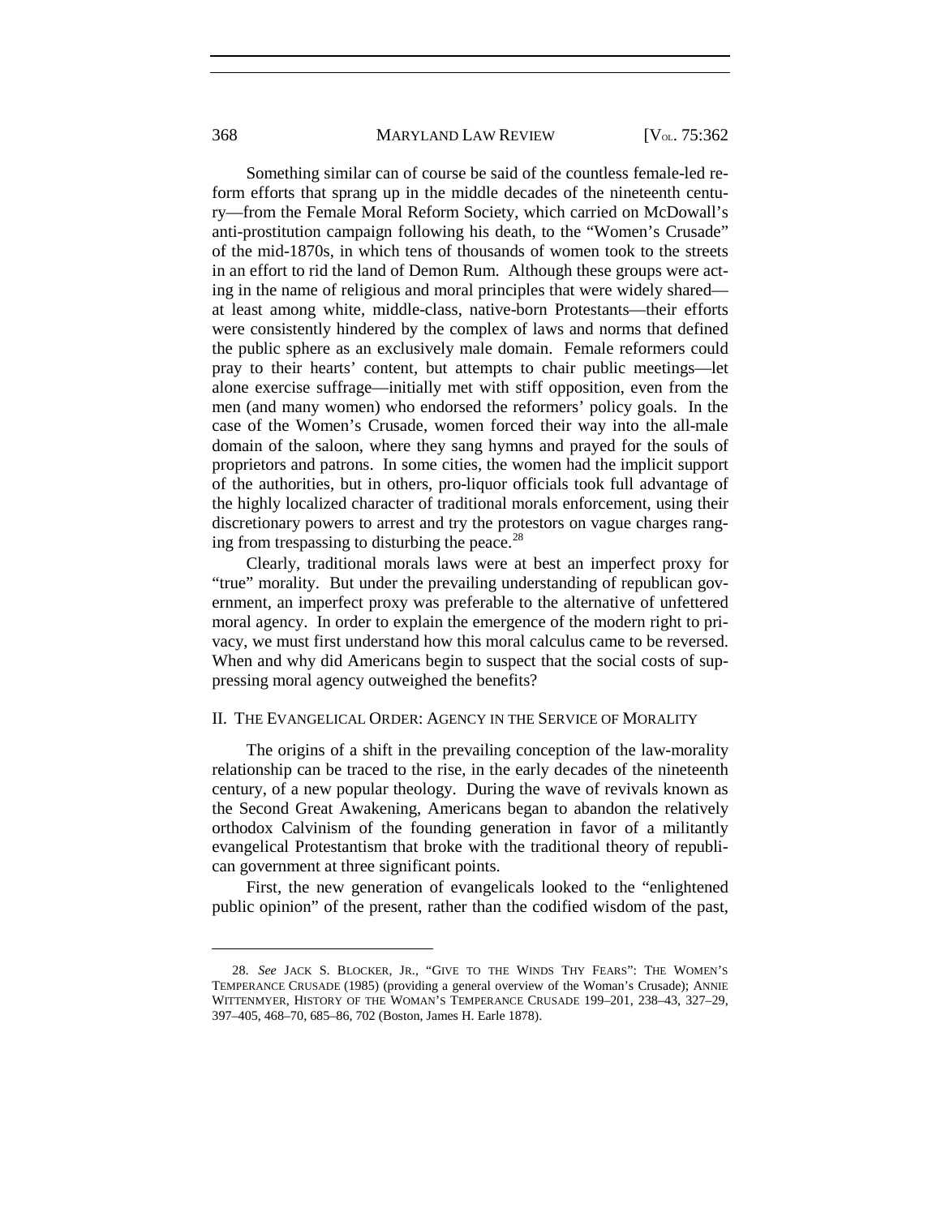Something similar can of course be said of the countless female-led reform efforts that sprang up in the middle decades of the nineteenth century—from the Female Moral Reform Society, which carried on McDowall's anti-prostitution campaign following his death, to the "Women's Crusade" of the mid-1870s, in which tens of thousands of women took to the streets in an effort to rid the land of Demon Rum. Although these groups were acting in the name of religious and moral principles that were widely shared—at least among white, middle-class, native-born Protestants—their efforts were consistently hindered by the complex of laws and norms that defined the public sphere as an exclusively male domain. Female reformers could pray to their hearts' content, but attempts to chair public meetings—let alone exercise suffrage—initially met with stiff opposition, even from the men (and many women) who endorsed the reformers' policy goals. In the case of the Women's Crusade, women forced their way into the all-male domain of the saloon, where they sang hymns and prayed for the souls of proprietors and patrons. In some cities, the women had the implicit support of the authorities, but in others, pro-liquor officials took full advantage of the highly localized character of traditional morals enforcement, using their discretionary powers to arrest and try the protestors on vague charges ranging from trespassing to disturbing the peace.[28]

Clearly, traditional morals laws were at best an imperfect proxy for "true" morality. But under the prevailing understanding of republican government, an imperfect proxy was preferable to the alternative of unfettered moral agency. In order to explain the emergence of the modern right to privacy, we must first understand how this moral calculus came to be reversed. When and why did Americans begin to suspect that the social costs of suppressing moral agency outweighed the benefits?

## II. The Evangelical Order: Agency in the Service of Morality

The origins of a shift in the prevailing conception of the law-morality relationship can be traced to the rise, in the early decades of the nineteenth century, of a new popular theology. During the wave of revivals known as the Second Great Awakening, Americans began to abandon the relatively orthodox Calvinism of the founding generation in favor of a militantly evangelical Protestantism that broke with the traditional theory of republican government at three significant points.

First, the new generation of evangelicals looked to the "enlightened public opinion" of the present, rather than the codified wisdom of the past,

---

28. *See* Jack S. Blocker, Jr., "Give to the Winds Thy Fears": The Women's Temperance Crusade (1985) (providing a general overview of the Woman's Crusade); Annie Wittenmyer, History of the Woman's Temperance Crusade 199–201, 238–43, 327–29, 397–405, 468–70, 685–86, 702 (Boston, James H. Earle 1878).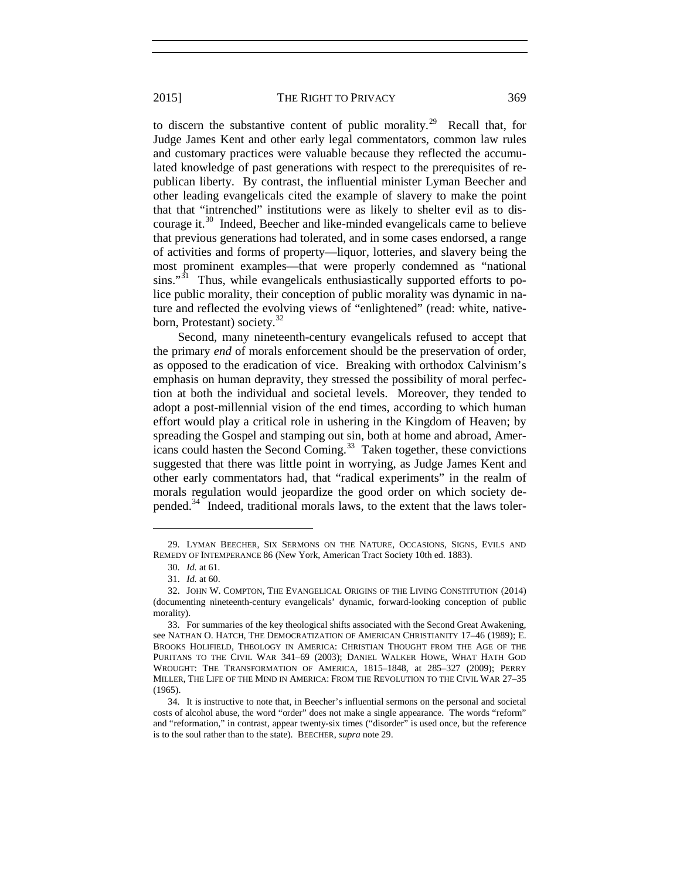to discern the substantive content of public morality.[29] Recall that, for Judge James Kent and other early legal commentators, common law rules and customary practices were valuable because they reflected the accumulated knowledge of past generations with respect to the prerequisites of republican liberty. By contrast, the influential minister Lyman Beecher and other leading evangelicals cited the example of slavery to make the point that that "intrenched" institutions were as likely to shelter evil as to discourage it.[30] Indeed, Beecher and like-minded evangelicals came to believe that previous generations had tolerated, and in some cases endorsed, a range of activities and forms of property—liquor, lotteries, and slavery being the most prominent examples—that were properly condemned as "national sins."[31] Thus, while evangelicals enthusiastically supported efforts to police public morality, their conception of public morality was dynamic in nature and reflected the evolving views of "enlightened" (read: white, native-born, Protestant) society.[32]

Second, many nineteenth-century evangelicals refused to accept that the primary *end* of morals enforcement should be the preservation of order, as opposed to the eradication of vice. Breaking with orthodox Calvinism's emphasis on human depravity, they stressed the possibility of moral perfection at both the individual and societal levels. Moreover, they tended to adopt a post-millennial vision of the end times, according to which human effort would play a critical role in ushering in the Kingdom of Heaven; by spreading the Gospel and stamping out sin, both at home and abroad, Americans could hasten the Second Coming.[33] Taken together, these convictions suggested that there was little point in worrying, as Judge James Kent and other early commentators had, that "radical experiments" in the realm of morals regulation would jeopardize the good order on which society depended.[34] Indeed, traditional morals laws, to the extent that the laws toler-

---

29. LYMAN BEECHER, SIX SERMONS ON THE NATURE, OCCASIONS, SIGNS, EVILS AND REMEDY OF INTEMPERANCE 86 (New York, American Tract Society 10th ed. 1883).

30. *Id.* at 61.

31. *Id.* at 60.

32. JOHN W. COMPTON, THE EVANGELICAL ORIGINS OF THE LIVING CONSTITUTION (2014) (documenting nineteenth-century evangelicals' dynamic, forward-looking conception of public morality).

33. For summaries of the key theological shifts associated with the Second Great Awakening, see NATHAN O. HATCH, THE DEMOCRATIZATION OF AMERICAN CHRISTIANITY 17–46 (1989); E. BROOKS HOLIFIELD, THEOLOGY IN AMERICA: CHRISTIAN THOUGHT FROM THE AGE OF THE PURITANS TO THE CIVIL WAR 341–69 (2003); DANIEL WALKER HOWE, WHAT HATH GOD WROUGHT: THE TRANSFORMATION OF AMERICA, 1815–1848, at 285–327 (2009); PERRY MILLER, THE LIFE OF THE MIND IN AMERICA: FROM THE REVOLUTION TO THE CIVIL WAR 27–35 (1965).

34. It is instructive to note that, in Beecher's influential sermons on the personal and societal costs of alcohol abuse, the word "order" does not make a single appearance. The words "reform" and "reformation," in contrast, appear twenty-six times ("disorder" is used once, but the reference is to the soul rather than to the state). BEECHER, *supra* note 29.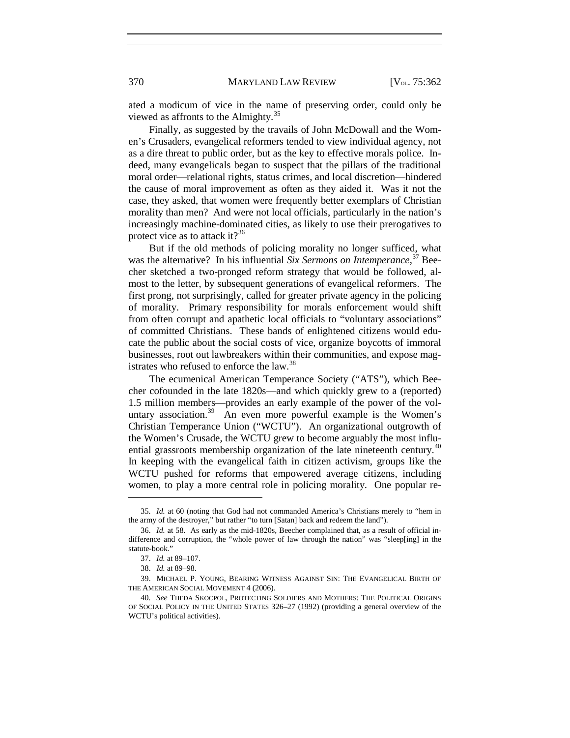ated a modicum of vice in the name of preserving order, could only be viewed as affronts to the Almighty.[35]

Finally, as suggested by the travails of John McDowall and the Women's Crusaders, evangelical reformers tended to view individual agency, not as a dire threat to public order, but as the key to effective morals police. Indeed, many evangelicals began to suspect that the pillars of the traditional moral order—relational rights, status crimes, and local discretion—hindered the cause of moral improvement as often as they aided it. Was it not the case, they asked, that women were frequently better exemplars of Christian morality than men? And were not local officials, particularly in the nation's increasingly machine-dominated cities, as likely to use their prerogatives to protect vice as to attack it?[36]

But if the old methods of policing morality no longer sufficed, what was the alternative? In his influential *Six Sermons on Intemperance*,[37] Beecher sketched a two-pronged reform strategy that would be followed, almost to the letter, by subsequent generations of evangelical reformers. The first prong, not surprisingly, called for greater private agency in the policing of morality. Primary responsibility for morals enforcement would shift from often corrupt and apathetic local officials to "voluntary associations" of committed Christians. These bands of enlightened citizens would educate the public about the social costs of vice, organize boycotts of immoral businesses, root out lawbreakers within their communities, and expose magistrates who refused to enforce the law.[38]

The ecumenical American Temperance Society ("ATS"), which Beecher cofounded in the late 1820s—and which quickly grew to a (reported) 1.5 million members—provides an early example of the power of the voluntary association.[39] An even more powerful example is the Women's Christian Temperance Union ("WCTU"). An organizational outgrowth of the Women's Crusade, the WCTU grew to become arguably the most influential grassroots membership organization of the late nineteenth century.[40] In keeping with the evangelical faith in citizen activism, groups like the WCTU pushed for reforms that empowered average citizens, including women, to play a more central role in policing morality. One popular re-

---

35. *Id.* at 60 (noting that God had not commanded America's Christians merely to "hem in the army of the destroyer," but rather "to turn [Satan] back and redeem the land").

36. *Id.* at 58. As early as the mid-1820s, Beecher complained that, as a result of official indifference and corruption, the "whole power of law through the nation" was "sleep[ing] in the statute-book."

37. *Id.* at 89–107.

38. *Id.* at 89–98.

39. MICHAEL P. YOUNG, BEARING WITNESS AGAINST SIN: THE EVANGELICAL BIRTH OF THE AMERICAN SOCIAL MOVEMENT 4 (2006).

40. *See* THEDA SKOCPOL, PROTECTING SOLDIERS AND MOTHERS: THE POLITICAL ORIGINS OF SOCIAL POLICY IN THE UNITED STATES 326–27 (1992) (providing a general overview of the WCTU's political activities).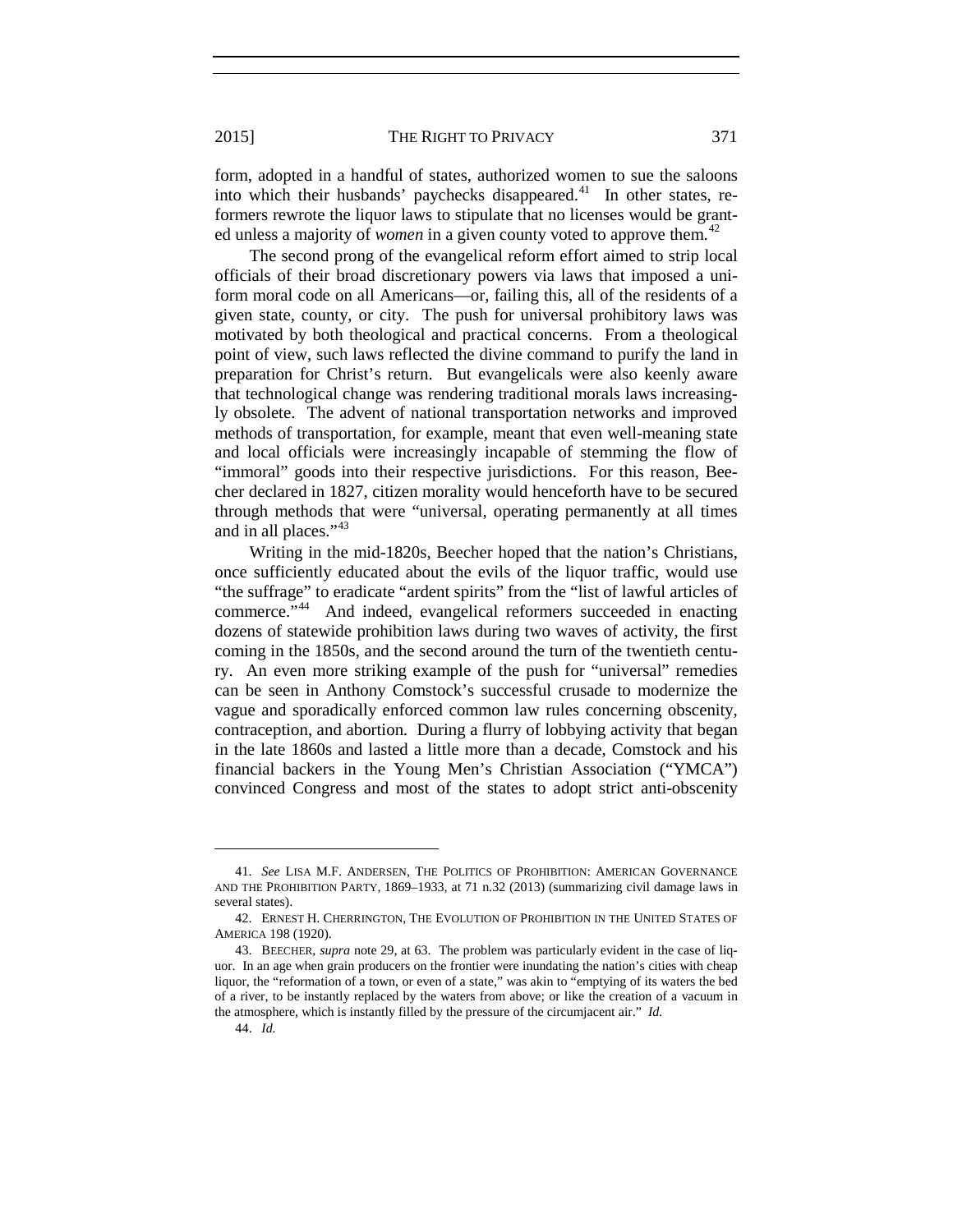form, adopted in a handful of states, authorized women to sue the saloons into which their husbands' paychecks disappeared.[41] In other states, reformers rewrote the liquor laws to stipulate that no licenses would be granted unless a majority of *women* in a given county voted to approve them.[42]

The second prong of the evangelical reform effort aimed to strip local officials of their broad discretionary powers via laws that imposed a uniform moral code on all Americans—or, failing this, all of the residents of a given state, county, or city. The push for universal prohibitory laws was motivated by both theological and practical concerns. From a theological point of view, such laws reflected the divine command to purify the land in preparation for Christ's return. But evangelicals were also keenly aware that technological change was rendering traditional morals laws increasingly obsolete. The advent of national transportation networks and improved methods of transportation, for example, meant that even well-meaning state and local officials were increasingly incapable of stemming the flow of "immoral" goods into their respective jurisdictions. For this reason, Beecher declared in 1827, citizen morality would henceforth have to be secured through methods that were "universal, operating permanently at all times and in all places."[43]

Writing in the mid-1820s, Beecher hoped that the nation's Christians, once sufficiently educated about the evils of the liquor traffic, would use "the suffrage" to eradicate "ardent spirits" from the "list of lawful articles of commerce."[44] And indeed, evangelical reformers succeeded in enacting dozens of statewide prohibition laws during two waves of activity, the first coming in the 1850s, and the second around the turn of the twentieth century. An even more striking example of the push for "universal" remedies can be seen in Anthony Comstock's successful crusade to modernize the vague and sporadically enforced common law rules concerning obscenity, contraception, and abortion. During a flurry of lobbying activity that began in the late 1860s and lasted a little more than a decade, Comstock and his financial backers in the Young Men's Christian Association ("YMCA") convinced Congress and most of the states to adopt strict anti-obscenity

---

41. *See* LISA M.F. ANDERSEN, THE POLITICS OF PROHIBITION: AMERICAN GOVERNANCE AND THE PROHIBITION PARTY, 1869–1933, at 71 n.32 (2013) (summarizing civil damage laws in several states).

42. ERNEST H. CHERRINGTON, THE EVOLUTION OF PROHIBITION IN THE UNITED STATES OF AMERICA 198 (1920).

43. BEECHER, *supra* note 29, at 63. The problem was particularly evident in the case of liquor. In an age when grain producers on the frontier were inundating the nation's cities with cheap liquor, the "reformation of a town, or even of a state," was akin to "emptying of its waters the bed of a river, to be instantly replaced by the waters from above; or like the creation of a vacuum in the atmosphere, which is instantly filled by the pressure of the circumjacent air." *Id.*

44. *Id.*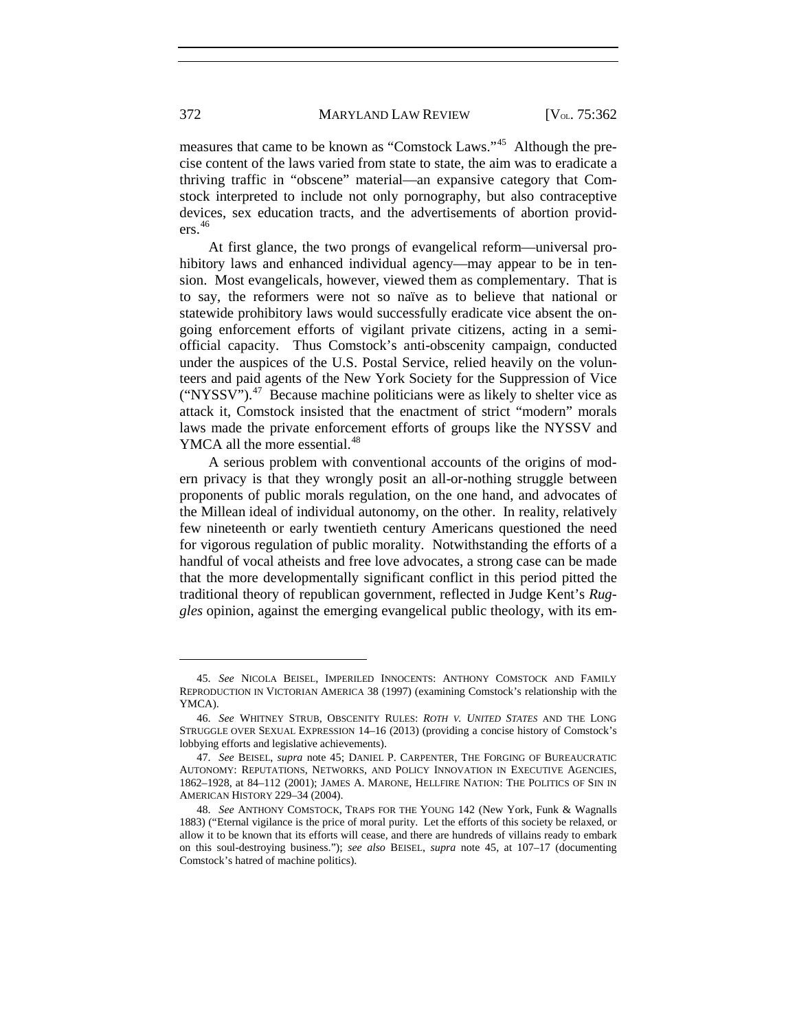measures that came to be known as "Comstock Laws."[45] Although the precise content of the laws varied from state to state, the aim was to eradicate a thriving traffic in "obscene" material—an expansive category that Comstock interpreted to include not only pornography, but also contraceptive devices, sex education tracts, and the advertisements of abortion providers.[46]

At first glance, the two prongs of evangelical reform—universal prohibitory laws and enhanced individual agency—may appear to be in tension. Most evangelicals, however, viewed them as complementary. That is to say, the reformers were not so naïve as to believe that national or statewide prohibitory laws would successfully eradicate vice absent the ongoing enforcement efforts of vigilant private citizens, acting in a semi-official capacity. Thus Comstock's anti-obscenity campaign, conducted under the auspices of the U.S. Postal Service, relied heavily on the volunteers and paid agents of the New York Society for the Suppression of Vice ("NYSSV").[47] Because machine politicians were as likely to shelter vice as attack it, Comstock insisted that the enactment of strict "modern" morals laws made the private enforcement efforts of groups like the NYSSV and YMCA all the more essential.[48]

A serious problem with conventional accounts of the origins of modern privacy is that they wrongly posit an all-or-nothing struggle between proponents of public morals regulation, on the one hand, and advocates of the Millean ideal of individual autonomy, on the other. In reality, relatively few nineteenth or early twentieth century Americans questioned the need for vigorous regulation of public morality. Notwithstanding the efforts of a handful of vocal atheists and free love advocates, a strong case can be made that the more developmentally significant conflict in this period pitted the traditional theory of republican government, reflected in Judge Kent's *Ruggles* opinion, against the emerging evangelical public theology, with its em-

---

45. *See* NICOLA BEISEL, IMPERILED INNOCENTS: ANTHONY COMSTOCK AND FAMILY REPRODUCTION IN VICTORIAN AMERICA 38 (1997) (examining Comstock's relationship with the YMCA).

46. *See* WHITNEY STRUB, OBSCENITY RULES: *ROTH V. UNITED STATES* AND THE LONG STRUGGLE OVER SEXUAL EXPRESSION 14–16 (2013) (providing a concise history of Comstock's lobbying efforts and legislative achievements).

47. *See* BEISEL, *supra* note 45; DANIEL P. CARPENTER, THE FORGING OF BUREAUCRATIC AUTONOMY: REPUTATIONS, NETWORKS, AND POLICY INNOVATION IN EXECUTIVE AGENCIES, 1862–1928, at 84–112 (2001); JAMES A. MARONE, HELLFIRE NATION: THE POLITICS OF SIN IN AMERICAN HISTORY 229–34 (2004).

48. *See* ANTHONY COMSTOCK, TRAPS FOR THE YOUNG 142 (New York, Funk & Wagnalls 1883) ("Eternal vigilance is the price of moral purity. Let the efforts of this society be relaxed, or allow it to be known that its efforts will cease, and there are hundreds of villains ready to embark on this soul-destroying business."); *see also* BEISEL, *supra* note 45, at 107–17 (documenting Comstock's hatred of machine politics).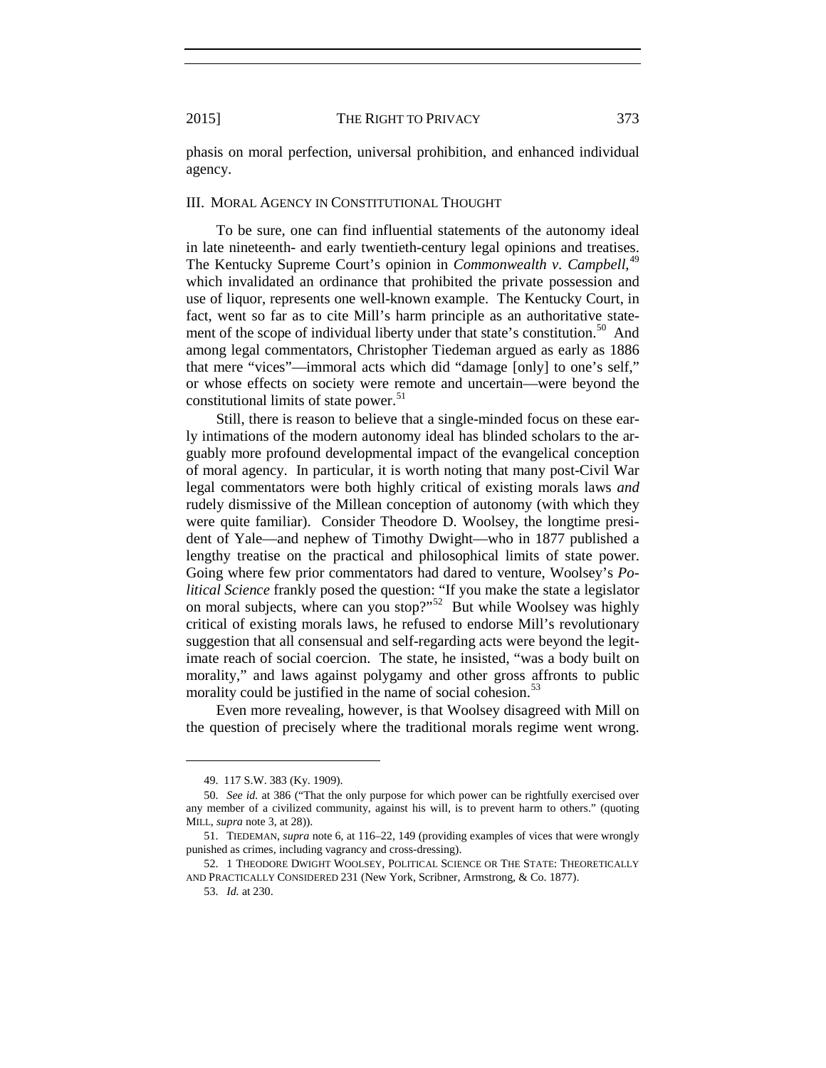phasis on moral perfection, universal prohibition, and enhanced individual agency.

## III. Moral Agency in Constitutional Thought

To be sure, one can find influential statements of the autonomy ideal in late nineteenth- and early twentieth-century legal opinions and treatises. The Kentucky Supreme Court's opinion in *Commonwealth v. Campbell*,[49] which invalidated an ordinance that prohibited the private possession and use of liquor, represents one well-known example. The Kentucky Court, in fact, went so far as to cite Mill's harm principle as an authoritative statement of the scope of individual liberty under that state's constitution.[50] And among legal commentators, Christopher Tiedeman argued as early as 1886 that mere "vices"—immoral acts which did "damage [only] to one's self," or whose effects on society were remote and uncertain—were beyond the constitutional limits of state power.[51]

Still, there is reason to believe that a single-minded focus on these early intimations of the modern autonomy ideal has blinded scholars to the arguably more profound developmental impact of the evangelical conception of moral agency. In particular, it is worth noting that many post-Civil War legal commentators were both highly critical of existing morals laws *and* rudely dismissive of the Millean conception of autonomy (with which they were quite familiar). Consider Theodore D. Woolsey, the longtime president of Yale—and nephew of Timothy Dwight—who in 1877 published a lengthy treatise on the practical and philosophical limits of state power. Going where few prior commentators had dared to venture, Woolsey's *Political Science* frankly posed the question: "If you make the state a legislator on moral subjects, where can you stop?"[52] But while Woolsey was highly critical of existing morals laws, he refused to endorse Mill's revolutionary suggestion that all consensual and self-regarding acts were beyond the legitimate reach of social coercion. The state, he insisted, "was a body built on morality," and laws against polygamy and other gross affronts to public morality could be justified in the name of social cohesion.[53]

Even more revealing, however, is that Woolsey disagreed with Mill on the question of precisely where the traditional morals regime went wrong.

---

49. 117 S.W. 383 (Ky. 1909).

50. *See id.* at 386 ("That the only purpose for which power can be rightfully exercised over any member of a civilized community, against his will, is to prevent harm to others." (quoting Mill, *supra* note 3, at 28)).

51. Tiedeman, *supra* note 6, at 116–22, 149 (providing examples of vices that were wrongly punished as crimes, including vagrancy and cross-dressing).

52. 1 Theodore Dwight Woolsey, Political Science or The State: Theoretically and Practically Considered 231 (New York, Scribner, Armstrong, & Co. 1877).

53. *Id.* at 230.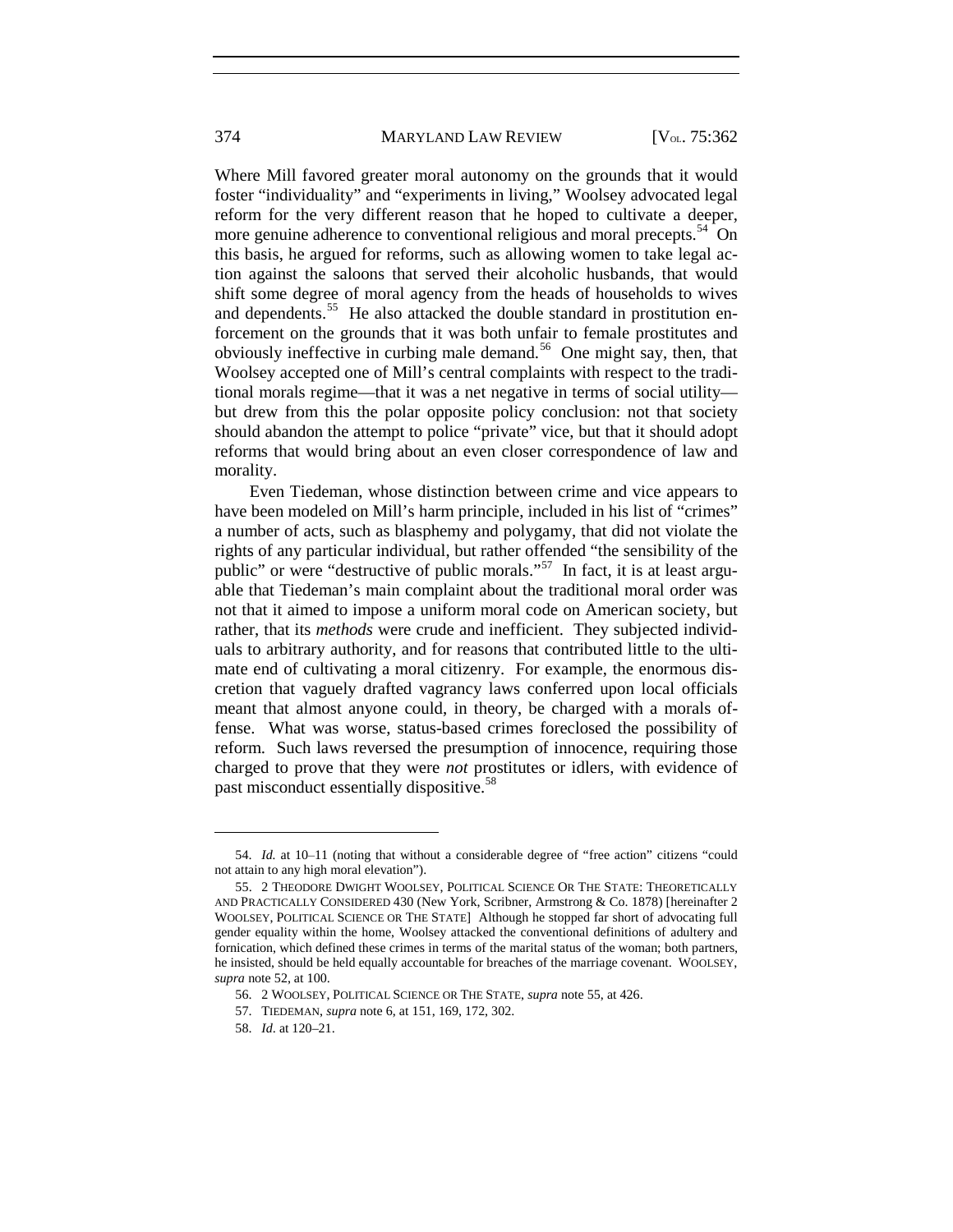Where Mill favored greater moral autonomy on the grounds that it would foster "individuality" and "experiments in living," Woolsey advocated legal reform for the very different reason that he hoped to cultivate a deeper, more genuine adherence to conventional religious and moral precepts.[54] On this basis, he argued for reforms, such as allowing women to take legal action against the saloons that served their alcoholic husbands, that would shift some degree of moral agency from the heads of households to wives and dependents.[55] He also attacked the double standard in prostitution enforcement on the grounds that it was both unfair to female prostitutes and obviously ineffective in curbing male demand.[56] One might say, then, that Woolsey accepted one of Mill's central complaints with respect to the traditional morals regime—that it was a net negative in terms of social utility—but drew from this the polar opposite policy conclusion: not that society should abandon the attempt to police "private" vice, but that it should adopt reforms that would bring about an even closer correspondence of law and morality.

Even Tiedeman, whose distinction between crime and vice appears to have been modeled on Mill's harm principle, included in his list of "crimes" a number of acts, such as blasphemy and polygamy, that did not violate the rights of any particular individual, but rather offended "the sensibility of the public" or were "destructive of public morals."[57] In fact, it is at least arguable that Tiedeman's main complaint about the traditional moral order was not that it aimed to impose a uniform moral code on American society, but rather, that its *methods* were crude and inefficient. They subjected individuals to arbitrary authority, and for reasons that contributed little to the ultimate end of cultivating a moral citizenry. For example, the enormous discretion that vaguely drafted vagrancy laws conferred upon local officials meant that almost anyone could, in theory, be charged with a morals offense. What was worse, status-based crimes foreclosed the possibility of reform. Such laws reversed the presumption of innocence, requiring those charged to prove that they were *not* prostitutes or idlers, with evidence of past misconduct essentially dispositive.[58]

---

54. *Id.* at 10–11 (noting that without a considerable degree of "free action" citizens "could not attain to any high moral elevation").

55. 2 THEODORE DWIGHT WOOLSEY, POLITICAL SCIENCE OR THE STATE: THEORETICALLY AND PRACTICALLY CONSIDERED 430 (New York, Scribner, Armstrong & Co. 1878) [hereinafter 2 WOOLSEY, POLITICAL SCIENCE OR THE STATE] Although he stopped far short of advocating full gender equality within the home, Woolsey attacked the conventional definitions of adultery and fornication, which defined these crimes in terms of the marital status of the woman; both partners, he insisted, should be held equally accountable for breaches of the marriage covenant. WOOLSEY, *supra* note 52, at 100.

56. 2 WOOLSEY, POLITICAL SCIENCE OR THE STATE, *supra* note 55, at 426.

57. TIEDEMAN, *supra* note 6, at 151, 169, 172, 302.

58. *Id.* at 120–21.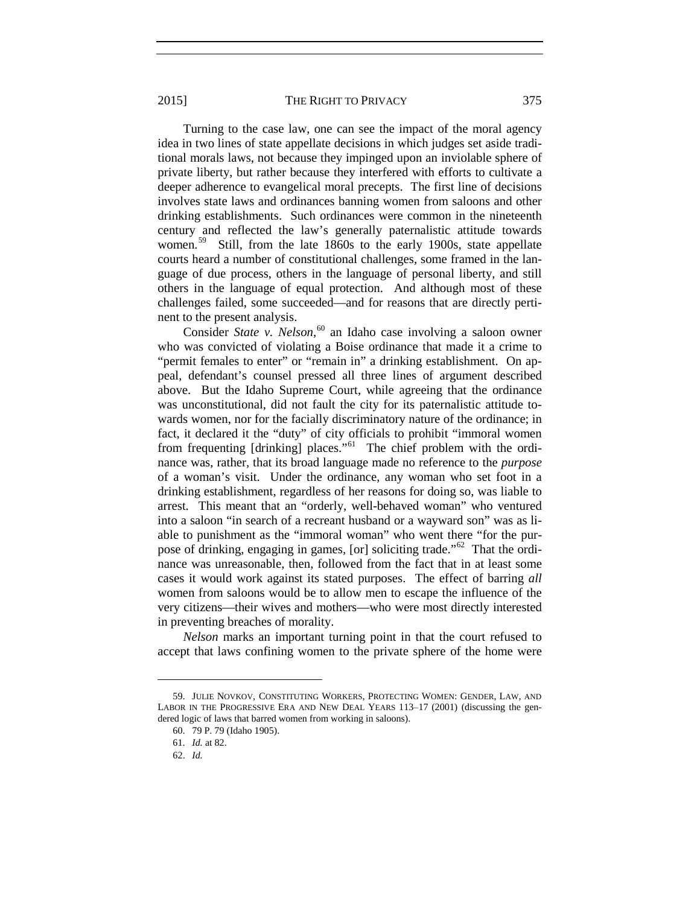Turning to the case law, one can see the impact of the moral agency idea in two lines of state appellate decisions in which judges set aside traditional morals laws, not because they impinged upon an inviolable sphere of private liberty, but rather because they interfered with efforts to cultivate a deeper adherence to evangelical moral precepts. The first line of decisions involves state laws and ordinances banning women from saloons and other drinking establishments. Such ordinances were common in the nineteenth century and reflected the law's generally paternalistic attitude towards women.[59] Still, from the late 1860s to the early 1900s, state appellate courts heard a number of constitutional challenges, some framed in the language of due process, others in the language of personal liberty, and still others in the language of equal protection. And although most of these challenges failed, some succeeded—and for reasons that are directly pertinent to the present analysis.

Consider *State v. Nelson*,[60] an Idaho case involving a saloon owner who was convicted of violating a Boise ordinance that made it a crime to "permit females to enter" or "remain in" a drinking establishment. On appeal, defendant's counsel pressed all three lines of argument described above. But the Idaho Supreme Court, while agreeing that the ordinance was unconstitutional, did not fault the city for its paternalistic attitude towards women, nor for the facially discriminatory nature of the ordinance; in fact, it declared it the "duty" of city officials to prohibit "immoral women from frequenting [drinking] places."[61] The chief problem with the ordinance was, rather, that its broad language made no reference to the *purpose* of a woman's visit. Under the ordinance, any woman who set foot in a drinking establishment, regardless of her reasons for doing so, was liable to arrest. This meant that an "orderly, well-behaved woman" who ventured into a saloon "in search of a recreant husband or a wayward son" was as liable to punishment as the "immoral woman" who went there "for the purpose of drinking, engaging in games, [or] soliciting trade."[62] That the ordinance was unreasonable, then, followed from the fact that in at least some cases it would work against its stated purposes. The effect of barring *all* women from saloons would be to allow men to escape the influence of the very citizens—their wives and mothers—who were most directly interested in preventing breaches of morality.

*Nelson* marks an important turning point in that the court refused to accept that laws confining women to the private sphere of the home were

---

59. JULIE NOVKOV, CONSTITUTING WORKERS, PROTECTING WOMEN: GENDER, LAW, AND LABOR IN THE PROGRESSIVE ERA AND NEW DEAL YEARS 113–17 (2001) (discussing the gendered logic of laws that barred women from working in saloons).

60. 79 P. 79 (Idaho 1905).

61. *Id.* at 82.

62. *Id.*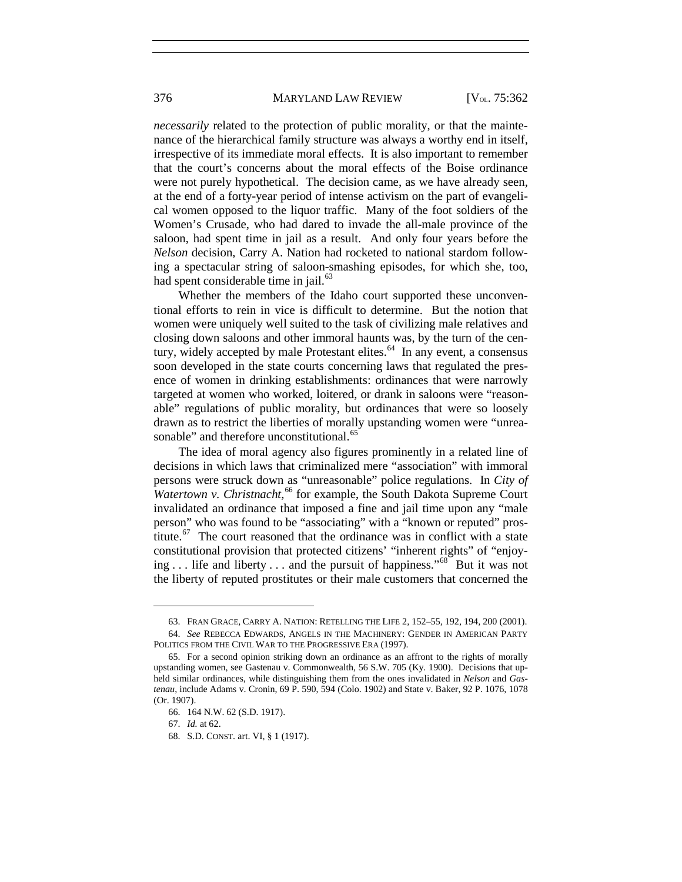*necessarily* related to the protection of public morality, or that the maintenance of the hierarchical family structure was always a worthy end in itself, irrespective of its immediate moral effects. It is also important to remember that the court's concerns about the moral effects of the Boise ordinance were not purely hypothetical. The decision came, as we have already seen, at the end of a forty-year period of intense activism on the part of evangelical women opposed to the liquor traffic. Many of the foot soldiers of the Women's Crusade, who had dared to invade the all-male province of the saloon, had spent time in jail as a result. And only four years before the *Nelson* decision, Carry A. Nation had rocketed to national stardom following a spectacular string of saloon-smashing episodes, for which she, too, had spent considerable time in jail.[63]

Whether the members of the Idaho court supported these unconventional efforts to rein in vice is difficult to determine. But the notion that women were uniquely well suited to the task of civilizing male relatives and closing down saloons and other immoral haunts was, by the turn of the century, widely accepted by male Protestant elites.[64] In any event, a consensus soon developed in the state courts concerning laws that regulated the presence of women in drinking establishments: ordinances that were narrowly targeted at women who worked, loitered, or drank in saloons were "reasonable" regulations of public morality, but ordinances that were so loosely drawn as to restrict the liberties of morally upstanding women were "unreasonable" and therefore unconstitutional.[65]

The idea of moral agency also figures prominently in a related line of decisions in which laws that criminalized mere "association" with immoral persons were struck down as "unreasonable" police regulations. In *City of Watertown v. Christnacht*,[66] for example, the South Dakota Supreme Court invalidated an ordinance that imposed a fine and jail time upon any "male person" who was found to be "associating" with a "known or reputed" prostitute.[67] The court reasoned that the ordinance was in conflict with a state constitutional provision that protected citizens' "inherent rights" of "enjoying . . . life and liberty . . . and the pursuit of happiness."[68] But it was not the liberty of reputed prostitutes or their male customers that concerned the

---

63. FRAN GRACE, CARRY A. NATION: RETELLING THE LIFE 2, 152–55, 192, 194, 200 (2001).

64. *See* REBECCA EDWARDS, ANGELS IN THE MACHINERY: GENDER IN AMERICAN PARTY POLITICS FROM THE CIVIL WAR TO THE PROGRESSIVE ERA (1997).

65. For a second opinion striking down an ordinance as an affront to the rights of morally upstanding women, see Gastenau v. Commonwealth, 56 S.W. 705 (Ky. 1900). Decisions that upheld similar ordinances, while distinguishing them from the ones invalidated in *Nelson* and *Gastenau*, include Adams v. Cronin, 69 P. 590, 594 (Colo. 1902) and State v. Baker, 92 P. 1076, 1078 (Or. 1907).

66. 164 N.W. 62 (S.D. 1917).

67. *Id.* at 62.

68. S.D. CONST. art. VI, § 1 (1917).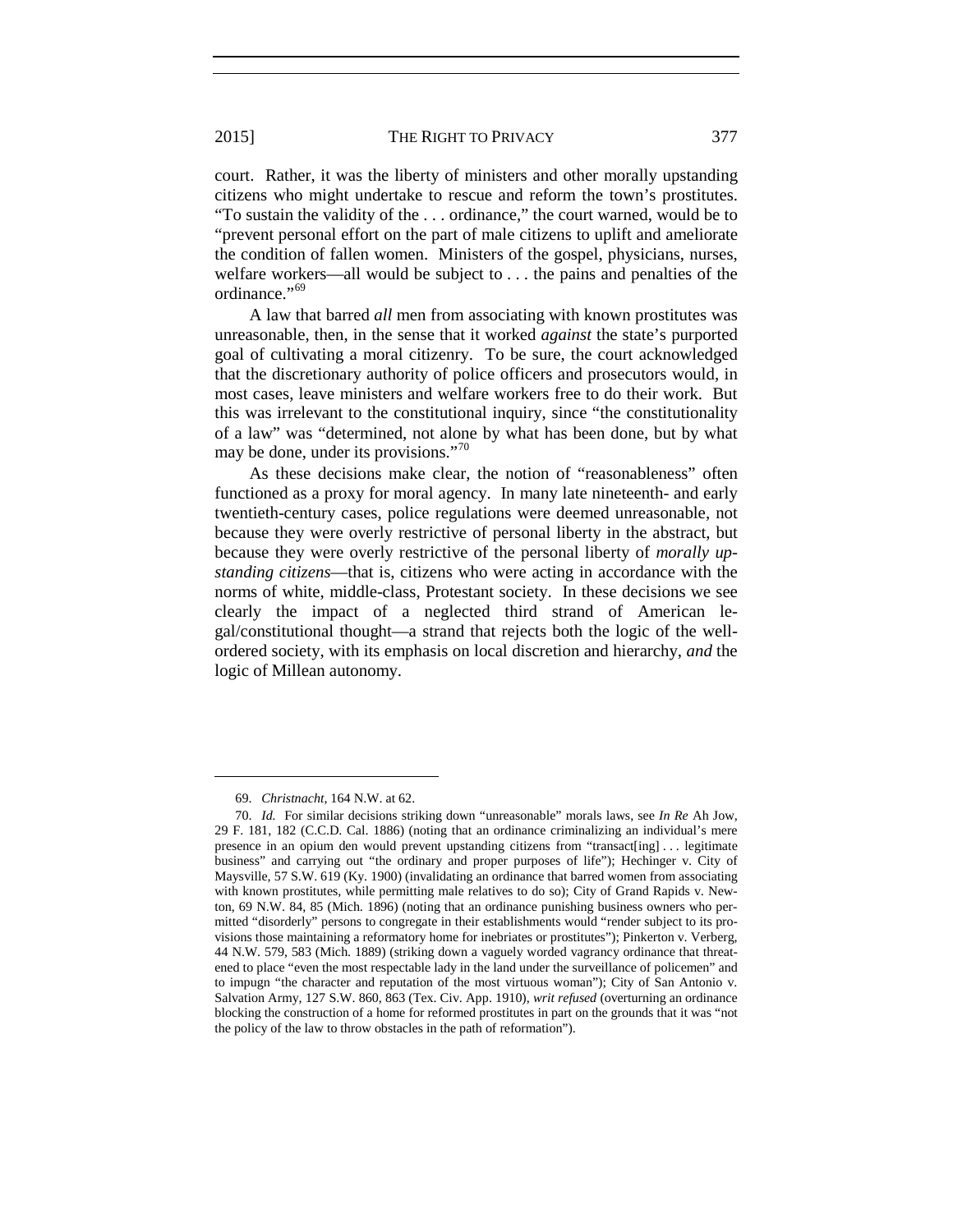court. Rather, it was the liberty of ministers and other morally upstanding citizens who might undertake to rescue and reform the town's prostitutes. "To sustain the validity of the . . . ordinance," the court warned, would be to "prevent personal effort on the part of male citizens to uplift and ameliorate the condition of fallen women. Ministers of the gospel, physicians, nurses, welfare workers—all would be subject to . . . the pains and penalties of the ordinance."[69]

A law that barred *all* men from associating with known prostitutes was unreasonable, then, in the sense that it worked *against* the state's purported goal of cultivating a moral citizenry. To be sure, the court acknowledged that the discretionary authority of police officers and prosecutors would, in most cases, leave ministers and welfare workers free to do their work. But this was irrelevant to the constitutional inquiry, since "the constitutionality of a law" was "determined, not alone by what has been done, but by what may be done, under its provisions."[70]

As these decisions make clear, the notion of "reasonableness" often functioned as a proxy for moral agency. In many late nineteenth- and early twentieth-century cases, police regulations were deemed unreasonable, not because they were overly restrictive of personal liberty in the abstract, but because they were overly restrictive of the personal liberty of *morally upstanding citizens*—that is, citizens who were acting in accordance with the norms of white, middle-class, Protestant society. In these decisions we see clearly the impact of a neglected third strand of American legal/constitutional thought—a strand that rejects both the logic of the well-ordered society, with its emphasis on local discretion and hierarchy, *and* the logic of Millean autonomy.

---

69. *Christnacht*, 164 N.W. at 62.

70. *Id.* For similar decisions striking down "unreasonable" morals laws, see *In Re* Ah Jow, 29 F. 181, 182 (C.C.D. Cal. 1886) (noting that an ordinance criminalizing an individual's mere presence in an opium den would prevent upstanding citizens from "transact[ing] . . . legitimate business" and carrying out "the ordinary and proper purposes of life"); Hechinger v. City of Maysville, 57 S.W. 619 (Ky. 1900) (invalidating an ordinance that barred women from associating with known prostitutes, while permitting male relatives to do so); City of Grand Rapids v. Newton, 69 N.W. 84, 85 (Mich. 1896) (noting that an ordinance punishing business owners who permitted "disorderly" persons to congregate in their establishments would "render subject to its provisions those maintaining a reformatory home for inebriates or prostitutes"); Pinkerton v. Verberg, 44 N.W. 579, 583 (Mich. 1889) (striking down a vaguely worded vagrancy ordinance that threatened to place "even the most respectable lady in the land under the surveillance of policemen" and to impugn "the character and reputation of the most virtuous woman"); City of San Antonio v. Salvation Army, 127 S.W. 860, 863 (Tex. Civ. App. 1910), *writ refused* (overturning an ordinance blocking the construction of a home for reformed prostitutes in part on the grounds that it was "not the policy of the law to throw obstacles in the path of reformation").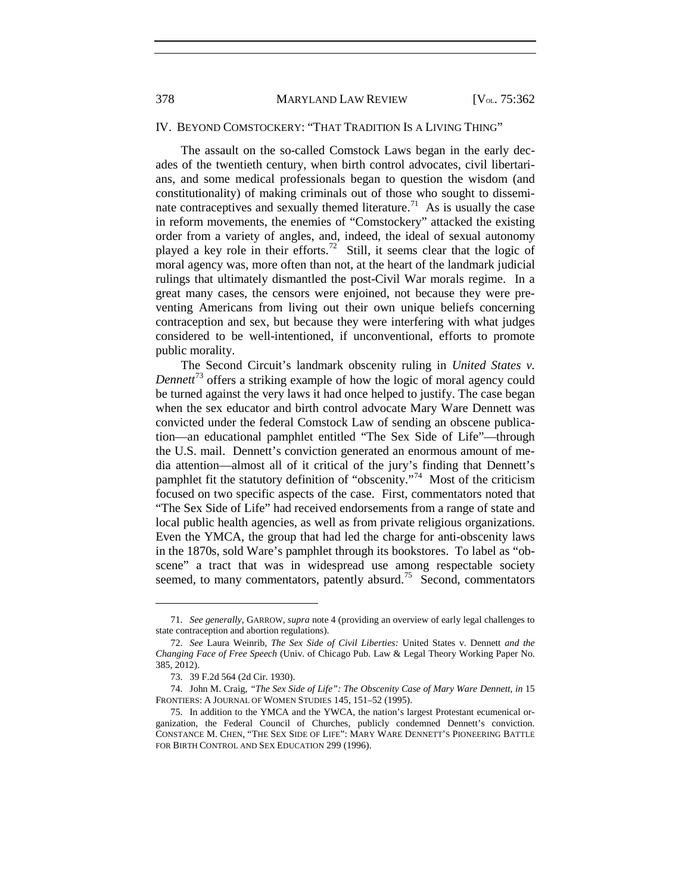## IV. BEYOND COMSTOCKERY: "THAT TRADITION IS A LIVING THING"

The assault on the so-called Comstock Laws began in the early decades of the twentieth century, when birth control advocates, civil libertarians, and some medical professionals began to question the wisdom (and constitutionality) of making criminals out of those who sought to disseminate contraceptives and sexually themed literature.[71] As is usually the case in reform movements, the enemies of "Comstockery" attacked the existing order from a variety of angles, and, indeed, the ideal of sexual autonomy played a key role in their efforts.[72] Still, it seems clear that the logic of moral agency was, more often than not, at the heart of the landmark judicial rulings that ultimately dismantled the post-Civil War morals regime. In a great many cases, the censors were enjoined, not because they were preventing Americans from living out their own unique beliefs concerning contraception and sex, but because they were interfering with what judges considered to be well-intentioned, if unconventional, efforts to promote public morality.

The Second Circuit's landmark obscenity ruling in *United States v. Dennett*[73] offers a striking example of how the logic of moral agency could be turned against the very laws it had once helped to justify. The case began when the sex educator and birth control advocate Mary Ware Dennett was convicted under the federal Comstock Law of sending an obscene publication—an educational pamphlet entitled "The Sex Side of Life"—through the U.S. mail. Dennett's conviction generated an enormous amount of media attention—almost all of it critical of the jury's finding that Dennett's pamphlet fit the statutory definition of "obscenity."[74] Most of the criticism focused on two specific aspects of the case. First, commentators noted that "The Sex Side of Life" had received endorsements from a range of state and local public health agencies, as well as from private religious organizations. Even the YMCA, the group that had led the charge for anti-obscenity laws in the 1870s, sold Ware's pamphlet through its bookstores. To label as "obscene" a tract that was in widespread use among respectable society seemed, to many commentators, patently absurd.[75] Second, commentators

---

71. *See generally*, GARROW, *supra* note 4 (providing an overview of early legal challenges to state contraception and abortion regulations).

72. *See* Laura Weinrib, *The Sex Side of Civil Liberties:* United States v. Dennett *and the Changing Face of Free Speech* (Univ. of Chicago Pub. Law & Legal Theory Working Paper No. 385, 2012).

73. 39 F.2d 564 (2d Cir. 1930).

74. John M. Craig, *"The Sex Side of Life": The Obscenity Case of Mary Ware Dennett*, *in* 15 FRONTIERS: A JOURNAL OF WOMEN STUDIES 145, 151–52 (1995).

75. In addition to the YMCA and the YWCA, the nation's largest Protestant ecumenical organization, the Federal Council of Churches, publicly condemned Dennett's conviction. CONSTANCE M. CHEN, "THE SEX SIDE OF LIFE": MARY WARE DENNETT'S PIONEERING BATTLE FOR BIRTH CONTROL AND SEX EDUCATION 299 (1996).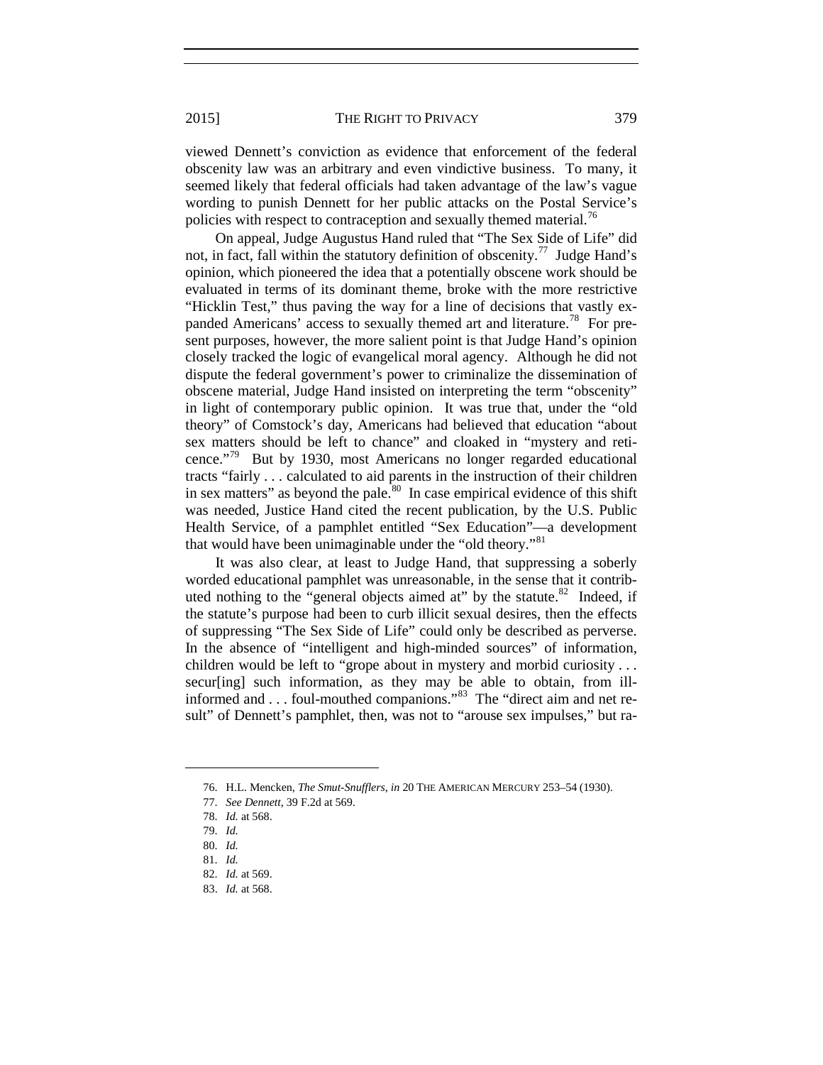viewed Dennett's conviction as evidence that enforcement of the federal obscenity law was an arbitrary and even vindictive business. To many, it seemed likely that federal officials had taken advantage of the law's vague wording to punish Dennett for her public attacks on the Postal Service's policies with respect to contraception and sexually themed material.[76]

On appeal, Judge Augustus Hand ruled that "The Sex Side of Life" did not, in fact, fall within the statutory definition of obscenity.[77] Judge Hand's opinion, which pioneered the idea that a potentially obscene work should be evaluated in terms of its dominant theme, broke with the more restrictive "Hicklin Test," thus paving the way for a line of decisions that vastly expanded Americans' access to sexually themed art and literature.[78] For present purposes, however, the more salient point is that Judge Hand's opinion closely tracked the logic of evangelical moral agency. Although he did not dispute the federal government's power to criminalize the dissemination of obscene material, Judge Hand insisted on interpreting the term "obscenity" in light of contemporary public opinion. It was true that, under the "old theory" of Comstock's day, Americans had believed that education "about sex matters should be left to chance" and cloaked in "mystery and reticence."[79] But by 1930, most Americans no longer regarded educational tracts "fairly . . . calculated to aid parents in the instruction of their children in sex matters" as beyond the pale.[80] In case empirical evidence of this shift was needed, Justice Hand cited the recent publication, by the U.S. Public Health Service, of a pamphlet entitled "Sex Education"—a development that would have been unimaginable under the "old theory."[81]

It was also clear, at least to Judge Hand, that suppressing a soberly worded educational pamphlet was unreasonable, in the sense that it contributed nothing to the "general objects aimed at" by the statute.[82] Indeed, if the statute's purpose had been to curb illicit sexual desires, then the effects of suppressing "The Sex Side of Life" could only be described as perverse. In the absence of "intelligent and high-minded sources" of information, children would be left to "grope about in mystery and morbid curiosity . . . secur[ing] such information, as they may be able to obtain, from ill-informed and . . . foul-mouthed companions."[83] The "direct aim and net result" of Dennett's pamphlet, then, was not to "arouse sex impulses," but ra-

---

76. H.L. Mencken, *The Smut-Snufflers*, *in* 20 THE AMERICAN MERCURY 253–54 (1930).

77. *See Dennett*, 39 F.2d at 569.

78. *Id.* at 568.

79. *Id.*

80. *Id.*

81. *Id.*

82. *Id.* at 569.

83. *Id.* at 568.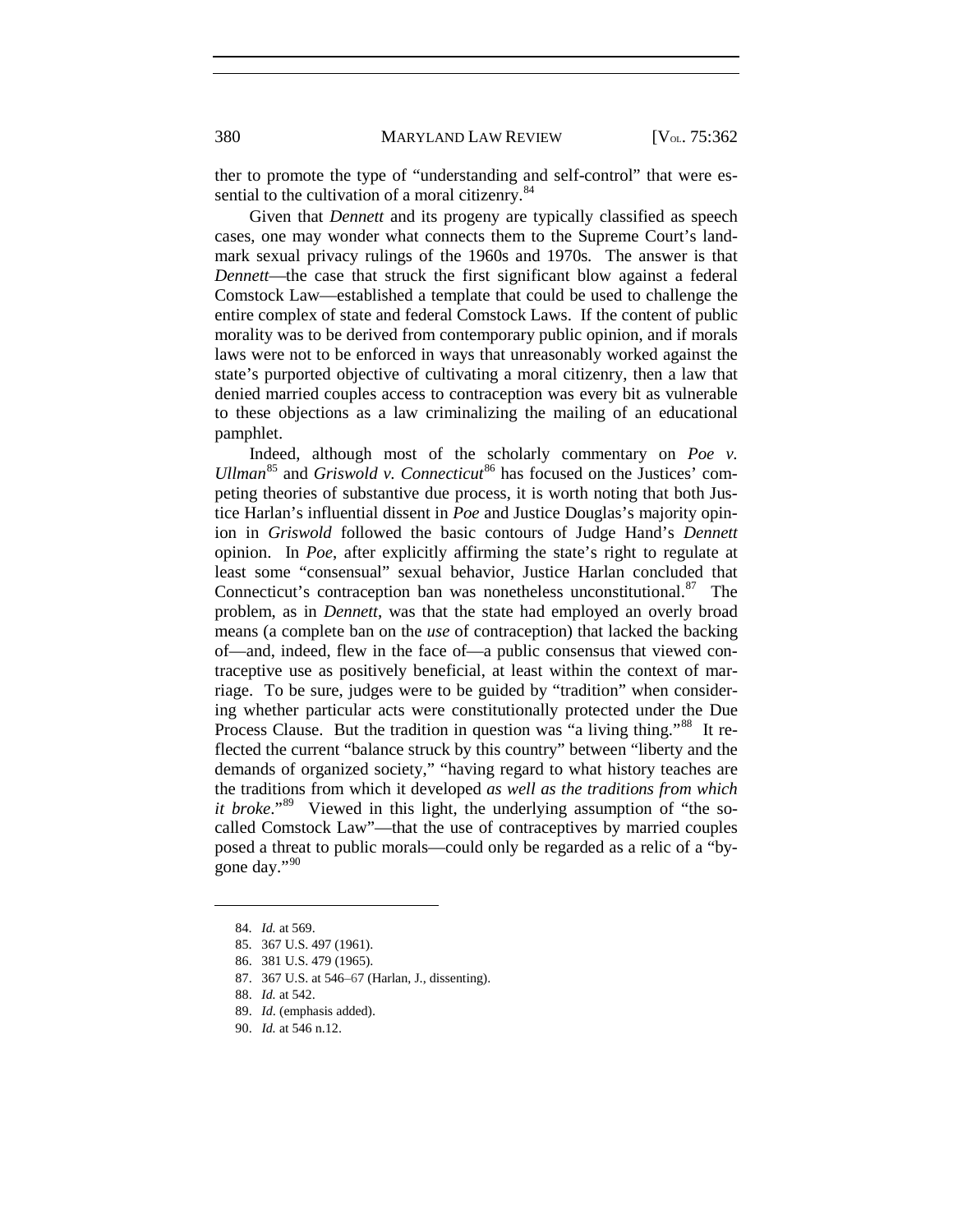ther to promote the type of "understanding and self-control" that were essential to the cultivation of a moral citizenry.[84]

Given that *Dennett* and its progeny are typically classified as speech cases, one may wonder what connects them to the Supreme Court's landmark sexual privacy rulings of the 1960s and 1970s. The answer is that *Dennett*—the case that struck the first significant blow against a federal Comstock Law—established a template that could be used to challenge the entire complex of state and federal Comstock Laws. If the content of public morality was to be derived from contemporary public opinion, and if morals laws were not to be enforced in ways that unreasonably worked against the state's purported objective of cultivating a moral citizenry, then a law that denied married couples access to contraception was every bit as vulnerable to these objections as a law criminalizing the mailing of an educational pamphlet.

Indeed, although most of the scholarly commentary on *Poe v. Ullman*[85] and *Griswold v. Connecticut*[86] has focused on the Justices' competing theories of substantive due process, it is worth noting that both Justice Harlan's influential dissent in *Poe* and Justice Douglas's majority opinion in *Griswold* followed the basic contours of Judge Hand's *Dennett* opinion. In *Poe*, after explicitly affirming the state's right to regulate at least some "consensual" sexual behavior, Justice Harlan concluded that Connecticut's contraception ban was nonetheless unconstitutional.[87] The problem, as in *Dennett*, was that the state had employed an overly broad means (a complete ban on the *use* of contraception) that lacked the backing of—and, indeed, flew in the face of—a public consensus that viewed contraceptive use as positively beneficial, at least within the context of marriage. To be sure, judges were to be guided by "tradition" when considering whether particular acts were constitutionally protected under the Due Process Clause. But the tradition in question was "a living thing."[88] It reflected the current "balance struck by this country" between "liberty and the demands of organized society," "having regard to what history teaches are the traditions from which it developed *as well as the traditions from which it broke*."[89] Viewed in this light, the underlying assumption of "the so-called Comstock Law"—that the use of contraceptives by married couples posed a threat to public morals—could only be regarded as a relic of a "bygone day."[90]

---

84. *Id.* at 569.
85. 367 U.S. 497 (1961).
86. 381 U.S. 479 (1965).
87. 367 U.S. at 546–67 (Harlan, J., dissenting).
88. *Id.* at 542.
89. *Id*. (emphasis added).
90. *Id.* at 546 n.12.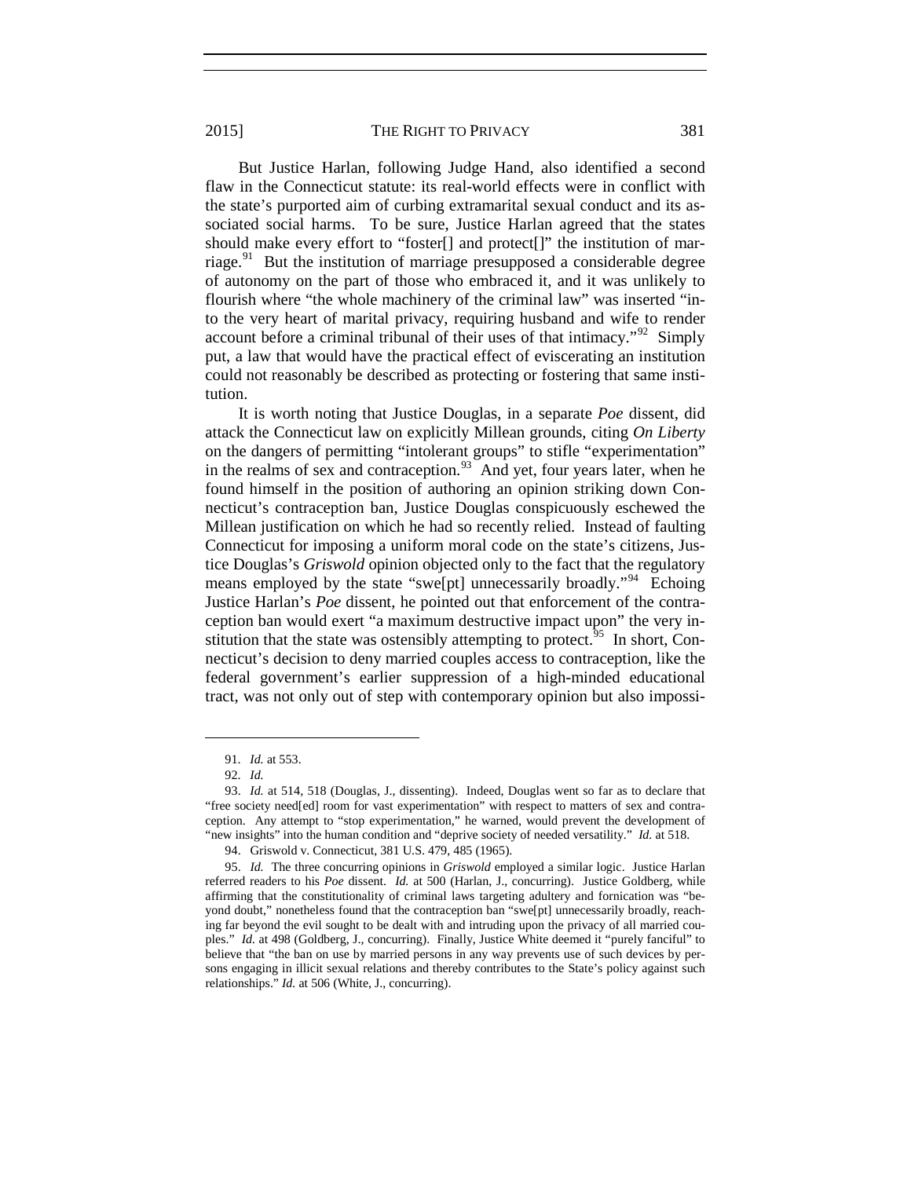But Justice Harlan, following Judge Hand, also identified a second flaw in the Connecticut statute: its real-world effects were in conflict with the state's purported aim of curbing extramarital sexual conduct and its associated social harms. To be sure, Justice Harlan agreed that the states should make every effort to "foster[] and protect[]" the institution of marriage.[91] But the institution of marriage presupposed a considerable degree of autonomy on the part of those who embraced it, and it was unlikely to flourish where "the whole machinery of the criminal law" was inserted "into the very heart of marital privacy, requiring husband and wife to render account before a criminal tribunal of their uses of that intimacy."[92] Simply put, a law that would have the practical effect of eviscerating an institution could not reasonably be described as protecting or fostering that same institution.

It is worth noting that Justice Douglas, in a separate *Poe* dissent, did attack the Connecticut law on explicitly Millean grounds, citing *On Liberty* on the dangers of permitting "intolerant groups" to stifle "experimentation" in the realms of sex and contraception.[93] And yet, four years later, when he found himself in the position of authoring an opinion striking down Connecticut's contraception ban, Justice Douglas conspicuously eschewed the Millean justification on which he had so recently relied. Instead of faulting Connecticut for imposing a uniform moral code on the state's citizens, Justice Douglas's *Griswold* opinion objected only to the fact that the regulatory means employed by the state "swe[pt] unnecessarily broadly."[94] Echoing Justice Harlan's *Poe* dissent, he pointed out that enforcement of the contraception ban would exert "a maximum destructive impact upon" the very institution that the state was ostensibly attempting to protect.[95] In short, Connecticut's decision to deny married couples access to contraception, like the federal government's earlier suppression of a high-minded educational tract, was not only out of step with contemporary opinion but also impossi-

---

91. *Id.* at 553.

92. *Id.*

93. *Id.* at 514, 518 (Douglas, J., dissenting). Indeed, Douglas went so far as to declare that "free society need[ed] room for vast experimentation" with respect to matters of sex and contraception. Any attempt to "stop experimentation," he warned, would prevent the development of "new insights" into the human condition and "deprive society of needed versatility." *Id.* at 518.

94. Griswold v. Connecticut, 381 U.S. 479, 485 (1965).

95. *Id.* The three concurring opinions in *Griswold* employed a similar logic. Justice Harlan referred readers to his *Poe* dissent. *Id.* at 500 (Harlan, J., concurring). Justice Goldberg, while affirming that the constitutionality of criminal laws targeting adultery and fornication was "beyond doubt," nonetheless found that the contraception ban "swe[pt] unnecessarily broadly, reaching far beyond the evil sought to be dealt with and intruding upon the privacy of all married couples." *Id.* at 498 (Goldberg, J., concurring). Finally, Justice White deemed it "purely fanciful" to believe that "the ban on use by married persons in any way prevents use of such devices by persons engaging in illicit sexual relations and thereby contributes to the State's policy against such relationships." *Id.* at 506 (White, J., concurring).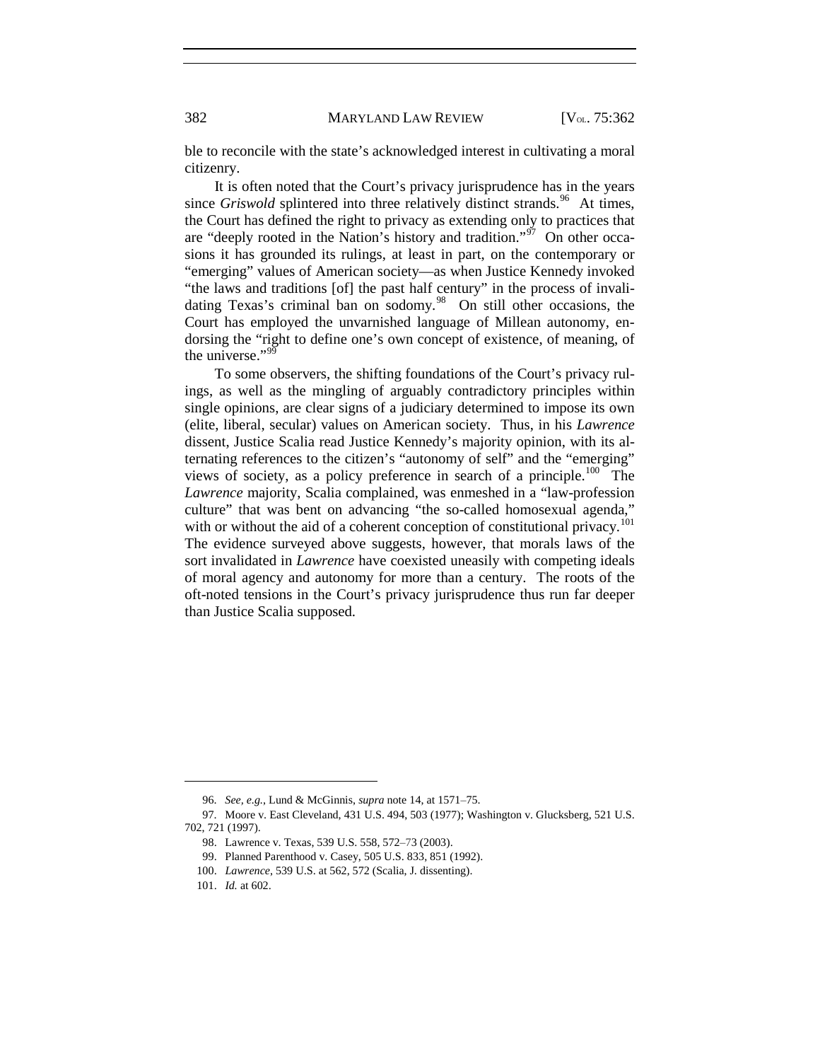ble to reconcile with the state's acknowledged interest in cultivating a moral citizenry.

It is often noted that the Court's privacy jurisprudence has in the years since *Griswold* splintered into three relatively distinct strands.[96] At times, the Court has defined the right to privacy as extending only to practices that are "deeply rooted in the Nation's history and tradition."[97] On other occasions it has grounded its rulings, at least in part, on the contemporary or "emerging" values of American society—as when Justice Kennedy invoked "the laws and traditions [of] the past half century" in the process of invalidating Texas's criminal ban on sodomy.[98] On still other occasions, the Court has employed the unvarnished language of Millean autonomy, endorsing the "right to define one's own concept of existence, of meaning, of the universe."[99]

To some observers, the shifting foundations of the Court's privacy rulings, as well as the mingling of arguably contradictory principles within single opinions, are clear signs of a judiciary determined to impose its own (elite, liberal, secular) values on American society. Thus, in his *Lawrence* dissent, Justice Scalia read Justice Kennedy's majority opinion, with its alternating references to the citizen's "autonomy of self" and the "emerging" views of society, as a policy preference in search of a principle.[100] The *Lawrence* majority, Scalia complained, was enmeshed in a "law-profession culture" that was bent on advancing "the so-called homosexual agenda," with or without the aid of a coherent conception of constitutional privacy.[101] The evidence surveyed above suggests, however, that morals laws of the sort invalidated in *Lawrence* have coexisted uneasily with competing ideals of moral agency and autonomy for more than a century. The roots of the oft-noted tensions in the Court's privacy jurisprudence thus run far deeper than Justice Scalia supposed.

---

96. *See, e.g.*, Lund & McGinnis, *supra* note 14, at 1571–75.

97. Moore v. East Cleveland, 431 U.S. 494, 503 (1977); Washington v. Glucksberg, 521 U.S. 702, 721 (1997).

98. Lawrence v. Texas, 539 U.S. 558, 572–73 (2003).

99. Planned Parenthood v. Casey, 505 U.S. 833, 851 (1992).

100. *Lawrence*, 539 U.S. at 562, 572 (Scalia, J. dissenting).

101. *Id.* at 602.